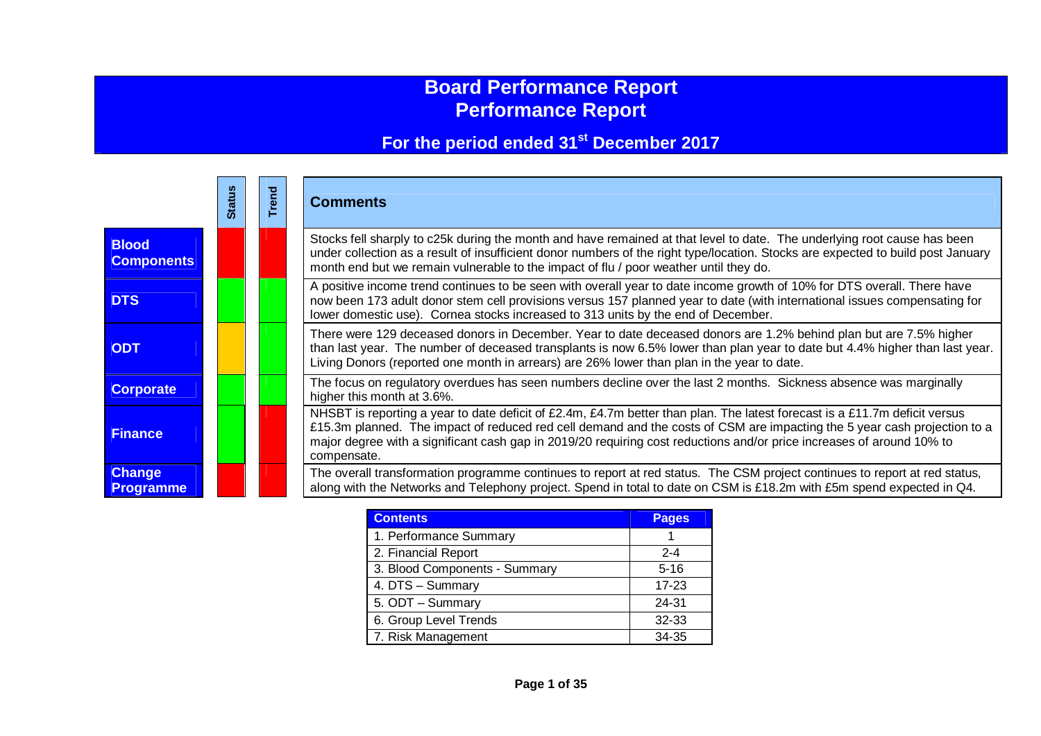# Board Performance Report
# Performance Report

## For the period ended 31st December 2017

| | Status | Trend | Comments |
|---|---|---|---|
| **Blood Components** | | | Stocks fell sharply to c25k during the month and have remained at that level to date. The underlying root cause has been under collection as a result of insufficient donor numbers of the right type/location. Stocks are expected to build post January month end but we remain vulnerable to the impact of flu / poor weather until they do. |
| **DTS** | | | A positive income trend continues to be seen with overall year to date income growth of 10% for DTS overall. There have now been 173 adult donor stem cell provisions versus 157 planned year to date (with international issues compensating for lower domestic use). Cornea stocks increased to 313 units by the end of December. |
| **ODT** | | | There were 129 deceased donors in December. Year to date deceased donors are 1.2% behind plan but are 7.5% higher than last year. The number of deceased transplants is now 6.5% lower than plan year to date but 4.4% higher than last year. Living Donors (reported one month in arrears) are 26% lower than plan in the year to date. |
| **Corporate** | | | The focus on regulatory overdues has seen numbers decline over the last 2 months. Sickness absence was marginally higher this month at 3.6%. |
| **Finance** | | | NHSBT is reporting a year to date deficit of £2.4m, £4.7m better than plan. The latest forecast is a £11.7m deficit versus £15.3m planned. The impact of reduced red cell demand and the costs of CSM are impacting the 5 year cash projection to a major degree with a significant cash gap in 2019/20 requiring cost reductions and/or price increases of around 10% to compensate. |
| **Change Programme** | | | The overall transformation programme continues to report at red status. The CSM project continues to report at red status, along with the Networks and Telephony project. Spend in total to date on CSM is £18.2m with £5m spend expected in Q4. |

| Contents | Pages |
|---|---|
| 1. Performance Summary | 1 |
| 2. Financial Report | 2-4 |
| 3. Blood Components - Summary | 5-16 |
| 4. DTS – Summary | 17-23 |
| 5. ODT – Summary | 24-31 |
| 6. Group Level Trends | 32-33 |
| 7. Risk Management | 34-35 |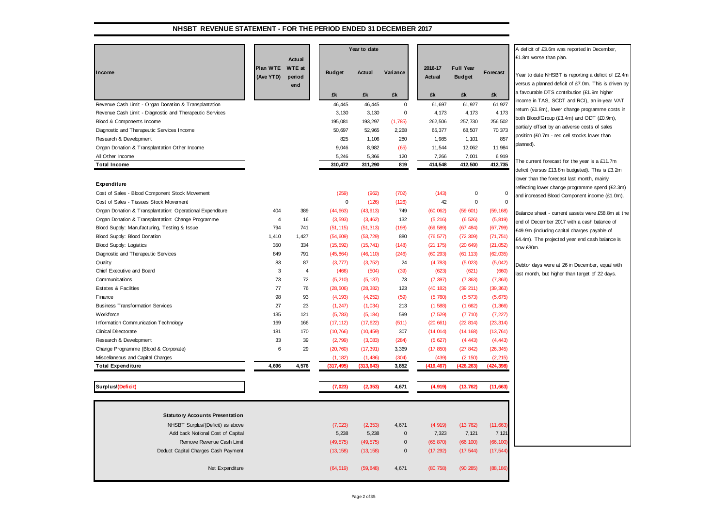# NHSBT REVENUE STATEMENT - FOR THE PERIOD ENDED 31 DECEMBER 2017

| Income | Plan WTE (Ave YTD) | Actual WTE at period end | Year to date Budget £k | Year to date Actual £k | Year to date Variance £k | 2016-17 Actual £k | Full Year Budget £k | Forecast £k |
|---|---|---|---|---|---|---|---|---|
| Revenue Cash Limit - Organ Donation & Transplantation | | | 46,445 | 46,445 | 0 | 61,697 | 61,927 | 61,927 |
| Revenue Cash Limit - Diagnostic and Therapeutic Services | | | 3,130 | 3,130 | 0 | 4,173 | 4,173 | 4,173 |
| Blood & Components Income | | | 195,081 | 193,297 | (1,785) | 262,506 | 257,730 | 256,502 |
| Diagnostic and Therapeutic Services Income | | | 50,697 | 52,965 | 2,268 | 65,377 | 68,507 | 70,373 |
| Research & Development | | | 825 | 1,106 | 280 | 1,985 | 1,101 | 857 |
| Organ Donation & Transplantation Other Income | | | 9,046 | 8,982 | (65) | 11,544 | 12,062 | 11,984 |
| All Other Income | | | 5,246 | 5,366 | 120 | 7,266 | 7,001 | 6,919 |
| **Total Income** | | | **310,472** | **311,290** | **819** | **414,548** | **412,500** | **412,735** |
| **Expenditure** | | | | | | | | |
| Cost of Sales - Blood Component Stock Movement | | | (259) | (962) | (702) | (143) | 0 | 0 |
| Cost of Sales - Tissues Stock Movement | | | 0 | (126) | (126) | 42 | 0 | 0 |
| Organ Donation & Transplantation: Operational Expenditure | 404 | 389 | (44,663) | (43,913) | 749 | (60,062) | (59,601) | (59,168) |
| Organ Donation & Transplantation: Change Programme | 4 | 16 | (3,593) | (3,462) | 132 | (5,216) | (6,526) | (5,819) |
| Blood Supply: Manufacturing, Testing & Issue | 794 | 741 | (51,115) | (51,313) | (198) | (69,589) | (67,484) | (67,799) |
| Blood Supply: Blood Donation | 1,410 | 1,427 | (54,609) | (53,729) | 880 | (76,577) | (72,309) | (71,751) |
| Blood Supply: Logistics | 350 | 334 | (15,592) | (15,741) | (148) | (21,175) | (20,649) | (21,052) |
| Diagnostic and Therapeutic Services | 849 | 791 | (45,864) | (46,110) | (246) | (60,293) | (61,113) | (62,035) |
| Quality | 83 | 87 | (3,777) | (3,752) | 24 | (4,783) | (5,023) | (5,042) |
| Chief Executive and Board | 3 | 4 | (466) | (504) | (39) | (623) | (621) | (660) |
| Communications | 73 | 72 | (5,210) | (5,137) | 73 | (7,397) | (7,363) | (7,363) |
| Estates & Facilities | 77 | 76 | (28,506) | (28,382) | 123 | (40,182) | (39,211) | (39,363) |
| Finance | 98 | 93 | (4,193) | (4,252) | (59) | (5,760) | (5,573) | (5,675) |
| Business Transformation Services | 27 | 23 | (1,247) | (1,034) | 213 | (1,588) | (1,662) | (1,366) |
| Workforce | 135 | 121 | (5,783) | (5,184) | 599 | (7,529) | (7,710) | (7,227) |
| Information Communication Technology | 169 | 166 | (17,112) | (17,622) | (511) | (20,661) | (22,814) | (23,314) |
| Clinical Directorate | 181 | 170 | (10,766) | (10,459) | 307 | (14,014) | (14,168) | (13,761) |
| Research & Development | 33 | 39 | (2,799) | (3,083) | (284) | (5,627) | (4,443) | (4,443) |
| Change Programme (Blood & Corporate) | 6 | 29 | (20,760) | (17,391) | 3,369 | (17,850) | (27,842) | (26,345) |
| Miscellaneous and Capital Charges | | | (1,182) | (1,486) | (304) | (439) | (2,150) | (2,215) |
| **Total Expenditure** | **4,696** | **4,576** | **(317,495)** | **(313,643)** | **3,852** | **(419,467)** | **(426,263)** | **(424,398)** |
| **Surplus/(Deficit)** | | | **(7,023)** | **(2,353)** | **4,671** | **(4,919)** | **(13,762)** | **(11,663)** |

| **Statutory Accounts Presentation** | Budget £k | Actual £k | Variance £k | 2016-17 Actual £k | Full Year Budget £k | Forecast £k |
|---|---|---|---|---|---|---|
| NHSBT Surplus/(Deficit) as above | (7,023) | (2,353) | 4,671 | (4,919) | (13,762) | (11,663) |
| Add back Notional Cost of Capital | 5,238 | 5,238 | 0 | 7,323 | 7,121 | 7,121 |
| Remove Revenue Cash Limit | (49,575) | (49,575) | 0 | (65,870) | (66,100) | (66,100) |
| Deduct Capital Charges Cash Payment | (13,158) | (13,158) | 0 | (17,292) | (17,544) | (17,544) |
| Net Expenditure | (64,519) | (59,848) | 4,671 | (80,758) | (90,285) | (88,186) |

A deficit of £3.6m was reported in December, £1.8m worse than plan.

Year to date NHSBT is reporting a deficit of £2.4m versus a planned deficit of £7.0m. This is driven by a favourable DTS contribution (£1.9m higher income in TAS, SCDT and RCI), an in-year VAT return (£1.8m), lower change programme costs in both Blood/Group (£3.4m) and ODT (£0.9m), partially offset by an adverse costs of sales position (£0.7m - red cell stocks lower than planned).

The current forecast for the year is a £11.7m deficit (versus £13.8m budgeted). This is £3.2m lower than the forecast last month, mainly reflecting lower change programme spend (£2.3m) and increased Blood Component income (£1.0m).

Balance sheet - current assets were £58.8m at the end of December 2017 with a cash balance of £49.9m (including capital charges payable of £4.4m). The projected year end cash balance is now £30m.

Debtor days were at 26 in December, equal with last month, but higher than target of 22 days.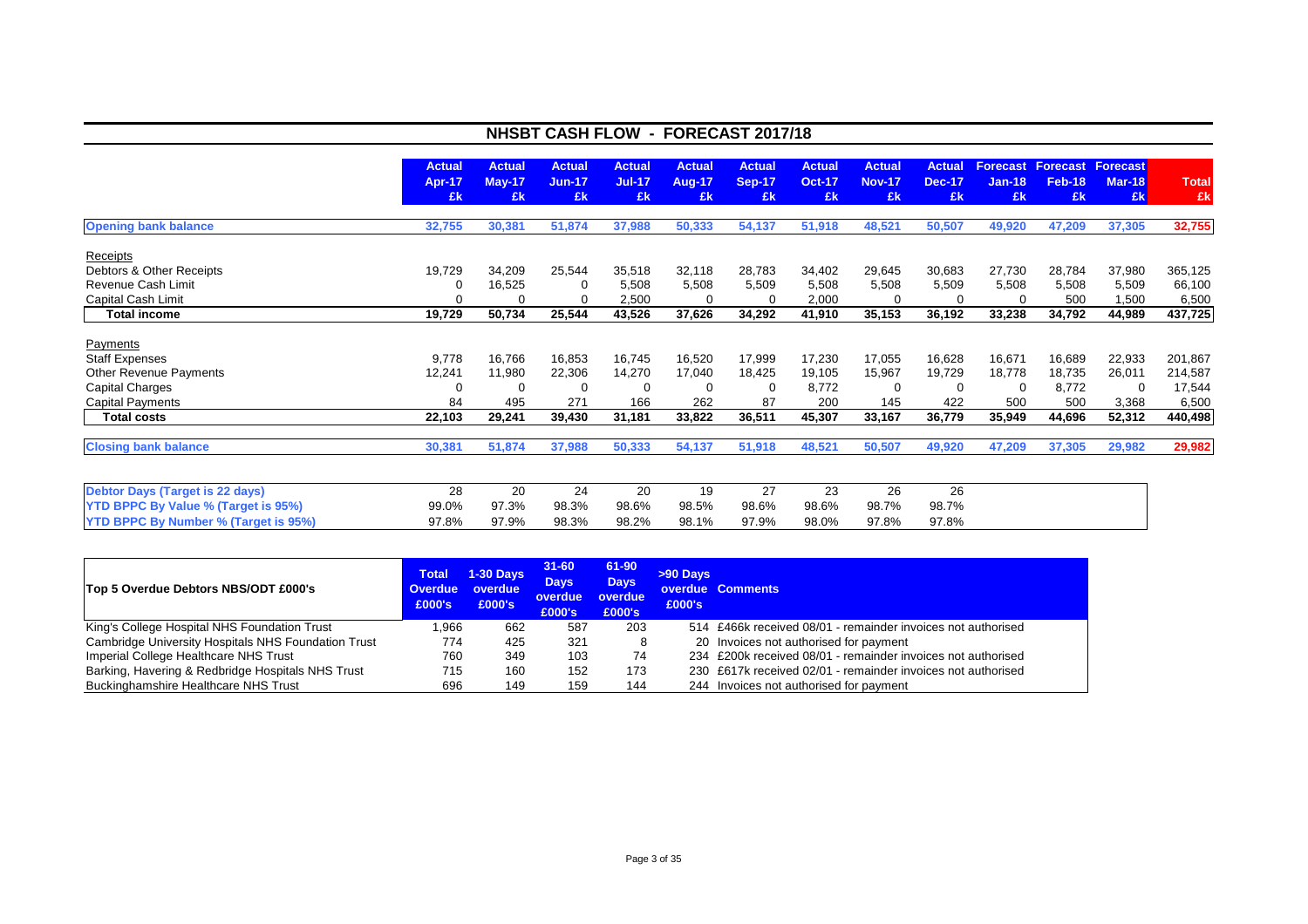## NHSBT CASH FLOW - FORECAST 2017/18

| | Actual Apr-17 £k | Actual May-17 £k | Actual Jun-17 £k | Actual Jul-17 £k | Actual Aug-17 £k | Actual Sep-17 £k | Actual Oct-17 £k | Actual Nov-17 £k | Actual Dec-17 £k | Forecast Jan-18 £k | Forecast Feb-18 £k | Forecast Mar-18 £k | Total £k |
|---|---|---|---|---|---|---|---|---|---|---|---|---|---|
| **Opening bank balance** | 32,755 | 30,381 | 51,874 | 37,988 | 50,333 | 54,137 | 51,918 | 48,521 | 50,507 | 49,920 | 47,209 | 37,305 | 32,755 |
| Receipts | | | | | | | | | | | | | |
| Debtors & Other Receipts | 19,729 | 34,209 | 25,544 | 35,518 | 32,118 | 28,783 | 34,402 | 29,645 | 30,683 | 27,730 | 28,784 | 37,980 | 365,125 |
| Revenue Cash Limit | 0 | 16,525 | 0 | 5,508 | 5,508 | 5,509 | 5,508 | 5,508 | 5,509 | 5,508 | 5,508 | 5,509 | 66,100 |
| Capital Cash Limit | 0 | 0 | 0 | 2,500 | 0 | 0 | 2,000 | 0 | 0 | 0 | 500 | 1,500 | 6,500 |
| **Total income** | 19,729 | 50,734 | 25,544 | 43,526 | 37,626 | 34,292 | 41,910 | 35,153 | 36,192 | 33,238 | 34,792 | 44,989 | 437,725 |
| Payments | | | | | | | | | | | | | |
| Staff Expenses | 9,778 | 16,766 | 16,853 | 16,745 | 16,520 | 17,999 | 17,230 | 17,055 | 16,628 | 16,671 | 16,689 | 22,933 | 201,867 |
| Other Revenue Payments | 12,241 | 11,980 | 22,306 | 14,270 | 17,040 | 18,425 | 19,105 | 15,967 | 19,729 | 18,778 | 18,735 | 26,011 | 214,587 |
| Capital Charges | 0 | 0 | 0 | 0 | 0 | 0 | 8,772 | 0 | 0 | 0 | 8,772 | 0 | 17,544 |
| Capital Payments | 84 | 495 | 271 | 166 | 262 | 87 | 200 | 145 | 422 | 500 | 500 | 3,368 | 6,500 |
| **Total costs** | 22,103 | 29,241 | 39,430 | 31,181 | 33,822 | 36,511 | 45,307 | 33,167 | 36,779 | 35,949 | 44,696 | 52,312 | 440,498 |
| **Closing bank balance** | 30,381 | 51,874 | 37,988 | 50,333 | 54,137 | 51,918 | 48,521 | 50,507 | 49,920 | 47,209 | 37,305 | 29,982 | 29,982 |
| **Debtor Days (Target is 22 days)** | 28 | 20 | 24 | 20 | 19 | 27 | 23 | 26 | 26 | | | | |
| **YTD BPPC By Value % (Target is 95%)** | 99.0% | 97.3% | 98.3% | 98.6% | 98.5% | 98.6% | 98.6% | 98.7% | 98.7% | | | | |
| **YTD BPPC By Number % (Target is 95%)** | 97.8% | 97.9% | 98.3% | 98.2% | 98.1% | 97.9% | 98.0% | 97.8% | 97.8% | | | | |

| Top 5 Overdue Debtors NBS/ODT £000's | Total Overdue £000's | 1-30 Days overdue £000's | 31-60 Days overdue £000's | 61-90 Days overdue £000's | >90 Days overdue £000's | Comments |
|---|---|---|---|---|---|---|
| King's College Hospital NHS Foundation Trust | 1,966 | 662 | 587 | 203 | 514 | £466k received 08/01 - remainder invoices not authorised |
| Cambridge University Hospitals NHS Foundation Trust | 774 | 425 | 321 | 8 | 20 | Invoices not authorised for payment |
| Imperial College Healthcare NHS Trust | 760 | 349 | 103 | 74 | 234 | £200k received 08/01 - remainder invoices not authorised |
| Barking, Havering & Redbridge Hospitals NHS Trust | 715 | 160 | 152 | 173 | 230 | £617k received 02/01 - remainder invoices not authorised |
| Buckinghamshire Healthcare NHS Trust | 696 | 149 | 159 | 144 | 244 | Invoices not authorised for payment |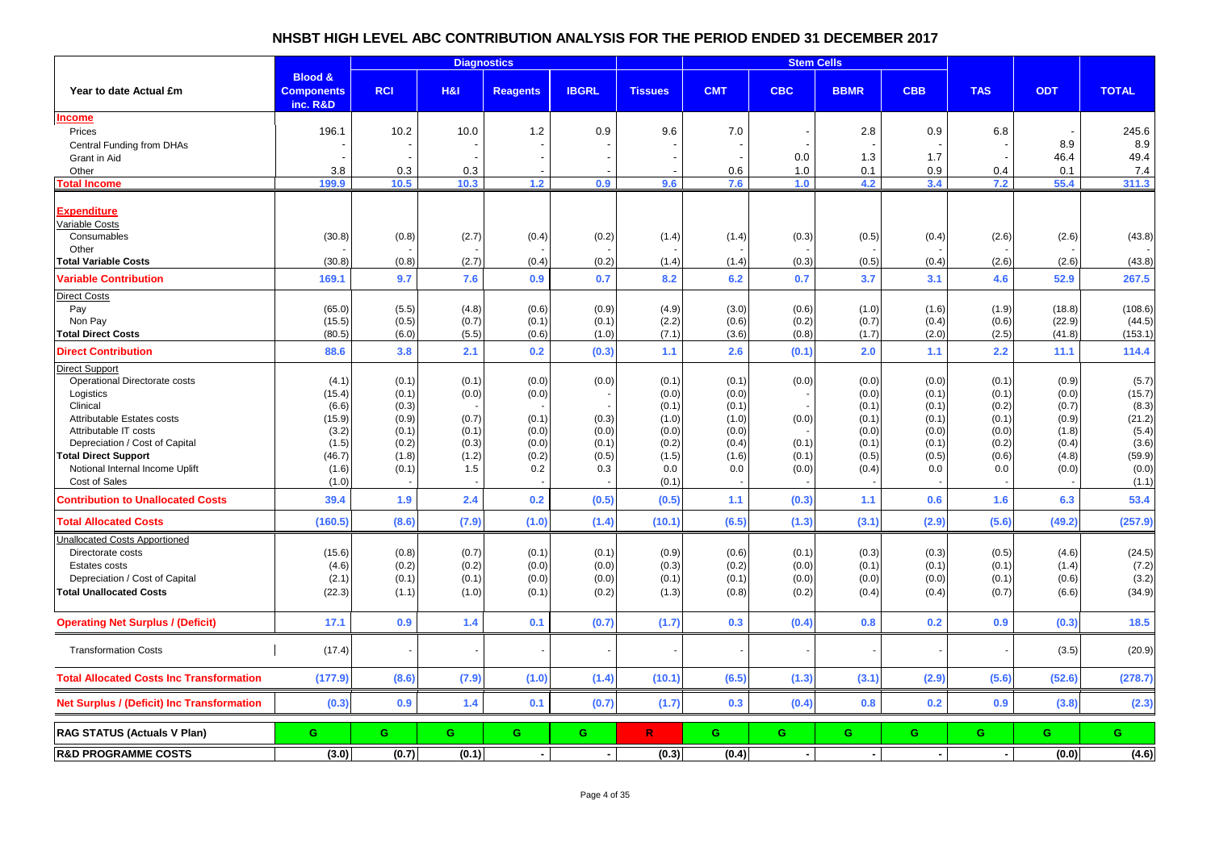# NHSBT HIGH LEVEL ABC CONTRIBUTION ANALYSIS FOR THE PERIOD ENDED 31 DECEMBER 2017

| | | Diagnostics | | | | | Stem Cells | | | | | | |
|---|---|---|---|---|---|---|---|---|---|---|---|---|---|
| **Year to date Actual £m** | **Blood & Components inc. R&D** | **RCI** | **H&I** | **Reagents** | **IBGRL** | **Tissues** | **CMT** | **CBC** | **BBMR** | **CBB** | **TAS** | **ODT** | **TOTAL** |
| **Income** | | | | | | | | | | | | | |
| Prices | 196.1 | 10.2 | 10.0 | 1.2 | 0.9 | 9.6 | 7.0 | - | 2.8 | 0.9 | 6.8 | - | 245.6 |
| Central Funding from DHAs | - | - | - | - | - | - | - | - | - | - | - | 8.9 | 8.9 |
| Grant in Aid | - | - | - | - | - | - | - | 0.0 | 1.3 | 1.7 | - | 46.4 | 49.4 |
| Other | 3.8 | 0.3 | 0.3 | - | - | - | 0.6 | 1.0 | 0.1 | 0.9 | 0.4 | 0.1 | 7.4 |
| **Total Income** | **199.9** | **10.5** | **10.3** | **1.2** | **0.9** | **9.6** | **7.6** | **1.0** | **4.2** | **3.4** | **7.2** | **55.4** | **311.3** |
| **Expenditure** | | | | | | | | | | | | | |
| Variable Costs | | | | | | | | | | | | | |
| Consumables | (30.8) | (0.8) | (2.7) | (0.4) | (0.2) | (1.4) | (1.4) | (0.3) | (0.5) | (0.4) | (2.6) | (2.6) | (43.8) |
| Other | - | - | - | - | - | - | - | - | - | - | - | - | - |
| **Total Variable Costs** | (30.8) | (0.8) | (2.7) | (0.4) | (0.2) | (1.4) | (1.4) | (0.3) | (0.5) | (0.4) | (2.6) | (2.6) | (43.8) |
| **Variable Contribution** | **169.1** | **9.7** | **7.6** | **0.9** | **0.7** | **8.2** | **6.2** | **0.7** | **3.7** | **3.1** | **4.6** | **52.9** | **267.5** |
| Direct Costs | | | | | | | | | | | | | |
| Pay | (65.0) | (5.5) | (4.8) | (0.6) | (0.9) | (4.9) | (3.0) | (0.6) | (1.0) | (1.6) | (1.9) | (18.8) | (108.6) |
| Non Pay | (15.5) | (0.5) | (0.7) | (0.1) | (0.1) | (2.2) | (0.6) | (0.2) | (0.7) | (0.4) | (0.6) | (22.9) | (44.5) |
| **Total Direct Costs** | (80.5) | (6.0) | (5.5) | (0.6) | (1.0) | (7.1) | (3.6) | (0.8) | (1.7) | (2.0) | (2.5) | (41.8) | (153.1) |
| **Direct Contribution** | **88.6** | **3.8** | **2.1** | **0.2** | **(0.3)** | **1.1** | **2.6** | **(0.1)** | **2.0** | **1.1** | **2.2** | **11.1** | **114.4** |
| Direct Support | | | | | | | | | | | | | |
| Operational Directorate costs | (4.1) | (0.1) | (0.1) | (0.0) | (0.0) | (0.1) | (0.1) | (0.0) | (0.0) | (0.0) | (0.1) | (0.9) | (5.7) |
| Logistics | (15.4) | (0.1) | (0.0) | (0.0) | - | (0.0) | (0.0) | - | (0.0) | (0.1) | (0.1) | (0.0) | (15.7) |
| Clinical | (6.6) | (0.3) | - | - | - | (0.1) | (0.1) | - | (0.1) | (0.1) | (0.2) | (0.7) | (8.3) |
| Attributable Estates costs | (15.9) | (0.9) | (0.7) | (0.1) | (0.3) | (1.0) | (1.0) | (0.0) | (0.1) | (0.1) | (0.1) | (0.9) | (21.2) |
| Attributable IT costs | (3.2) | (0.1) | (0.1) | (0.0) | (0.0) | (0.0) | (0.0) | - | (0.0) | (0.0) | (0.0) | (1.8) | (5.4) |
| Depreciation / Cost of Capital | (1.5) | (0.2) | (0.3) | (0.0) | (0.1) | (0.2) | (0.4) | (0.1) | (0.1) | (0.1) | (0.2) | (0.4) | (3.6) |
| **Total Direct Support** | (46.7) | (1.8) | (1.2) | (0.2) | (0.5) | (1.5) | (1.6) | (0.1) | (0.5) | (0.5) | (0.6) | (4.8) | (59.9) |
| Notional Internal Income Uplift | (1.6) | (0.1) | 1.5 | 0.2 | 0.3 | 0.0 | 0.0 | (0.0) | (0.4) | 0.0 | 0.0 | (0.0) | (0.0) |
| Cost of Sales | (1.0) | - | - | - | - | (0.1) | - | - | - | - | - | - | (1.1) |
| **Contribution to Unallocated Costs** | **39.4** | **1.9** | **2.4** | **0.2** | **(0.5)** | **(0.5)** | **1.1** | **(0.3)** | **1.1** | **0.6** | **1.6** | **6.3** | **53.4** |
| **Total Allocated Costs** | **(160.5)** | **(8.6)** | **(7.9)** | **(1.0)** | **(1.4)** | **(10.1)** | **(6.5)** | **(1.3)** | **(3.1)** | **(2.9)** | **(5.6)** | **(49.2)** | **(257.9)** |
| Unallocated Costs Apportioned | | | | | | | | | | | | | |
| Directorate costs | (15.6) | (0.8) | (0.7) | (0.1) | (0.1) | (0.9) | (0.6) | (0.1) | (0.3) | (0.3) | (0.5) | (4.6) | (24.5) |
| Estates costs | (4.6) | (0.2) | (0.2) | (0.0) | (0.0) | (0.3) | (0.2) | (0.0) | (0.1) | (0.1) | (0.1) | (1.4) | (7.2) |
| Depreciation / Cost of Capital | (2.1) | (0.1) | (0.1) | (0.0) | (0.0) | (0.1) | (0.1) | (0.0) | (0.0) | (0.0) | (0.1) | (0.6) | (3.2) |
| **Total Unallocated Costs** | (22.3) | (1.1) | (1.0) | (0.1) | (0.2) | (1.3) | (0.8) | (0.2) | (0.4) | (0.4) | (0.7) | (6.6) | (34.9) |
| **Operating Net Surplus / (Deficit)** | **17.1** | **0.9** | **1.4** | **0.1** | **(0.7)** | **(1.7)** | **0.3** | **(0.4)** | **0.8** | **0.2** | **0.9** | **(0.3)** | **18.5** |
| Transformation Costs | (17.4) | - | - | - | - | - | - | - | - | - | - | (3.5) | (20.9) |
| **Total Allocated Costs Inc Transformation** | **(177.9)** | **(8.6)** | **(7.9)** | **(1.0)** | **(1.4)** | **(10.1)** | **(6.5)** | **(1.3)** | **(3.1)** | **(2.9)** | **(5.6)** | **(52.6)** | **(278.7)** |
| **Net Surplus / (Deficit) Inc Transformation** | **(0.3)** | **0.9** | **1.4** | **0.1** | **(0.7)** | **(1.7)** | **0.3** | **(0.4)** | **0.8** | **0.2** | **0.9** | **(3.8)** | **(2.3)** |
| **RAG STATUS (Actuals V Plan)** | G | G | G | G | G | R | G | G | G | G | G | G | G |
| **R&D PROGRAMME COSTS** | (3.0) | (0.7) | (0.1) | - | - | (0.3) | (0.4) | - | - | - | - | (0.0) | (4.6) |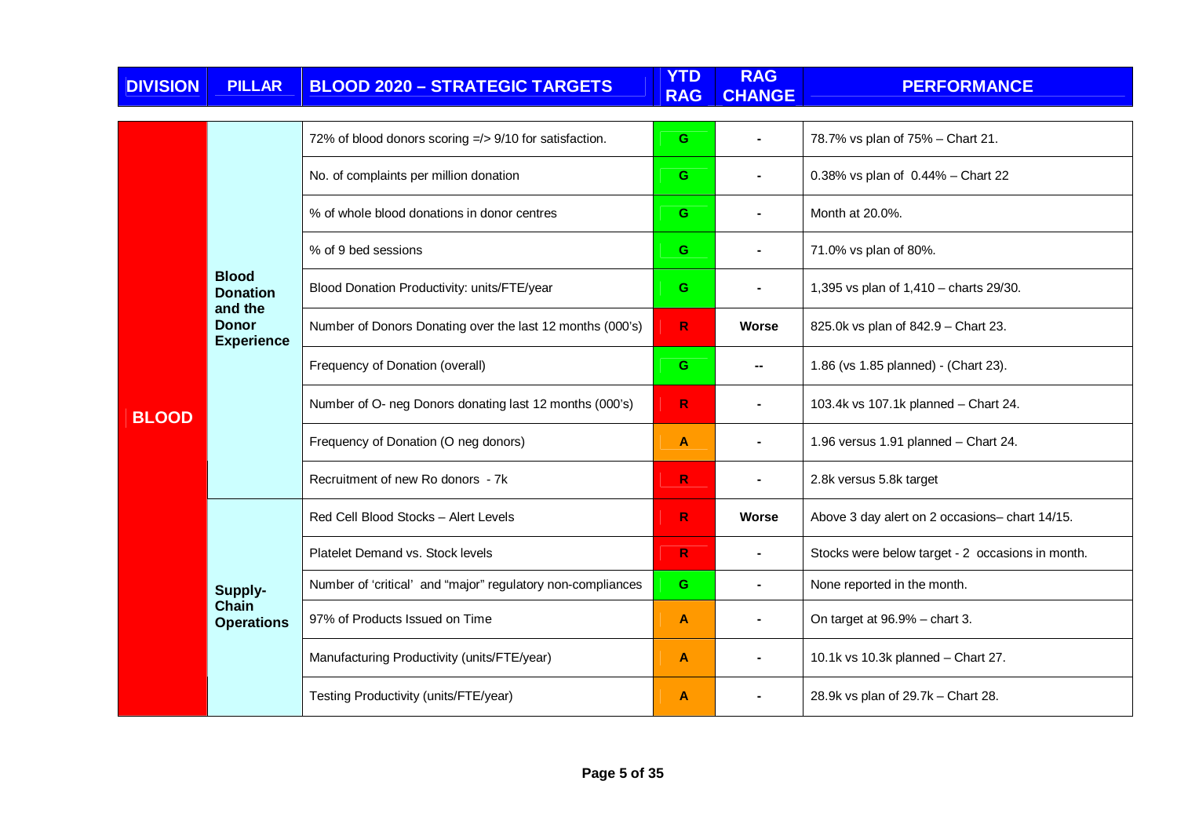| DIVISION | PILLAR | BLOOD 2020 – STRATEGIC TARGETS | YTD RAG | RAG CHANGE | PERFORMANCE |
|---|---|---|---|---|---|
| BLOOD | Blood Donation and the Donor Experience | 72% of blood donors scoring =/> 9/10 for satisfaction. | G | - | 78.7% vs plan of 75% – Chart 21. |
| | | No. of complaints per million donation | G | - | 0.38% vs plan of 0.44% – Chart 22 |
| | | % of whole blood donations in donor centres | G | - | Month at 20.0%. |
| | | % of 9 bed sessions | G | - | 71.0% vs plan of 80%. |
| | | Blood Donation Productivity: units/FTE/year | G | - | 1,395 vs plan of 1,410 – charts 29/30. |
| | | Number of Donors Donating over the last 12 months (000's) | R | Worse | 825.0k vs plan of 842.9 – Chart 23. |
| | | Frequency of Donation (overall) | G | -- | 1.86 (vs 1.85 planned) - (Chart 23). |
| | | Number of O- neg Donors donating last 12 months (000's) | R | - | 103.4k vs 107.1k planned – Chart 24. |
| | | Frequency of Donation (O neg donors) | A | - | 1.96 versus 1.91 planned – Chart 24. |
| | | Recruitment of new Ro donors - 7k | R | - | 2.8k versus 5.8k target |
| | Supply-Chain Operations | Red Cell Blood Stocks – Alert Levels | R | Worse | Above 3 day alert on 2 occasions– chart 14/15. |
| | | Platelet Demand vs. Stock levels | R | - | Stocks were below target - 2 occasions in month. |
| | | Number of 'critical' and "major" regulatory non-compliances | G | - | None reported in the month. |
| | | 97% of Products Issued on Time | A | - | On target at 96.9% – chart 3. |
| | | Manufacturing Productivity (units/FTE/year) | A | - | 10.1k vs 10.3k planned – Chart 27. |
| | | Testing Productivity (units/FTE/year) | A | - | 28.9k vs plan of 29.7k – Chart 28. |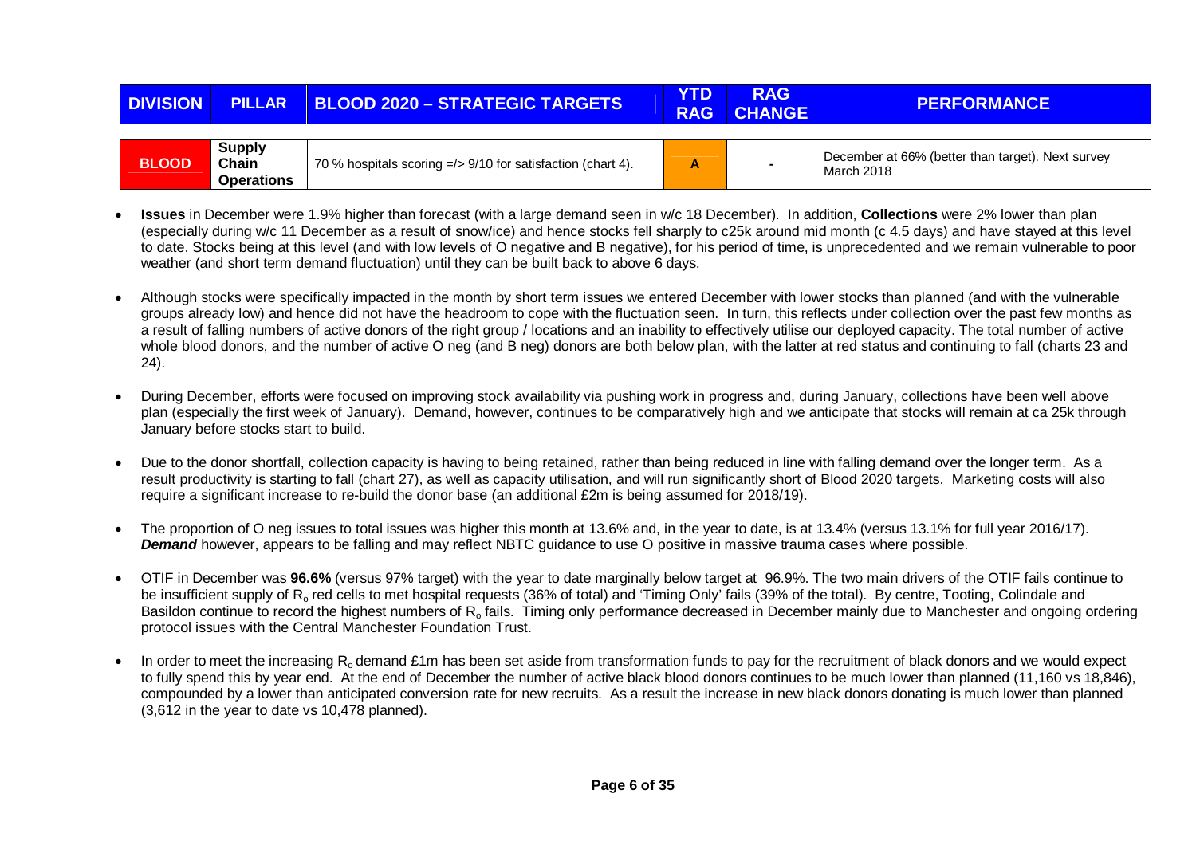| DIVISION | PILLAR | BLOOD 2020 – STRATEGIC TARGETS | YTD RAG | RAG CHANGE | PERFORMANCE |
|---|---|---|---|---|---|
| BLOOD | Supply Chain Operations | 70 % hospitals scoring =/> 9/10 for satisfaction (chart 4). | A | - | December at 66% (better than target). Next survey March 2018 |

- **Issues** in December were 1.9% higher than forecast (with a large demand seen in w/c 18 December). In addition, **Collections** were 2% lower than plan (especially during w/c 11 December as a result of snow/ice) and hence stocks fell sharply to c25k around mid month (c 4.5 days) and have stayed at this level to date. Stocks being at this level (and with low levels of O negative and B negative), for his period of time, is unprecedented and we remain vulnerable to poor weather (and short term demand fluctuation) until they can be built back to above 6 days.

- Although stocks were specifically impacted in the month by short term issues we entered December with lower stocks than planned (and with the vulnerable groups already low) and hence did not have the headroom to cope with the fluctuation seen. In turn, this reflects under collection over the past few months as a result of falling numbers of active donors of the right group / locations and an inability to effectively utilise our deployed capacity. The total number of active whole blood donors, and the number of active O neg (and B neg) donors are both below plan, with the latter at red status and continuing to fall (charts 23 and 24).

- During December, efforts were focused on improving stock availability via pushing work in progress and, during January, collections have been well above plan (especially the first week of January). Demand, however, continues to be comparatively high and we anticipate that stocks will remain at ca 25k through January before stocks start to build.

- Due to the donor shortfall, collection capacity is having to being retained, rather than being reduced in line with falling demand over the longer term. As a result productivity is starting to fall (chart 27), as well as capacity utilisation, and will run significantly short of Blood 2020 targets. Marketing costs will also require a significant increase to re-build the donor base (an additional £2m is being assumed for 2018/19).

- The proportion of O neg issues to total issues was higher this month at 13.6% and, in the year to date, is at 13.4% (versus 13.1% for full year 2016/17). ***Demand*** however, appears to be falling and may reflect NBTC guidance to use O positive in massive trauma cases where possible.

- OTIF in December was **96.6%** (versus 97% target) with the year to date marginally below target at 96.9%. The two main drivers of the OTIF fails continue to be insufficient supply of $R_o$ red cells to met hospital requests (36% of total) and 'Timing Only' fails (39% of the total). By centre, Tooting, Colindale and Basildon continue to record the highest numbers of $R_o$ fails. Timing only performance decreased in December mainly due to Manchester and ongoing ordering protocol issues with the Central Manchester Foundation Trust.

- In order to meet the increasing $R_o$ demand £1m has been set aside from transformation funds to pay for the recruitment of black donors and we would expect to fully spend this by year end. At the end of December the number of active black blood donors continues to be much lower than planned (11,160 vs 18,846), compounded by a lower than anticipated conversion rate for new recruits. As a result the increase in new black donors donating is much lower than planned (3,612 in the year to date vs 10,478 planned).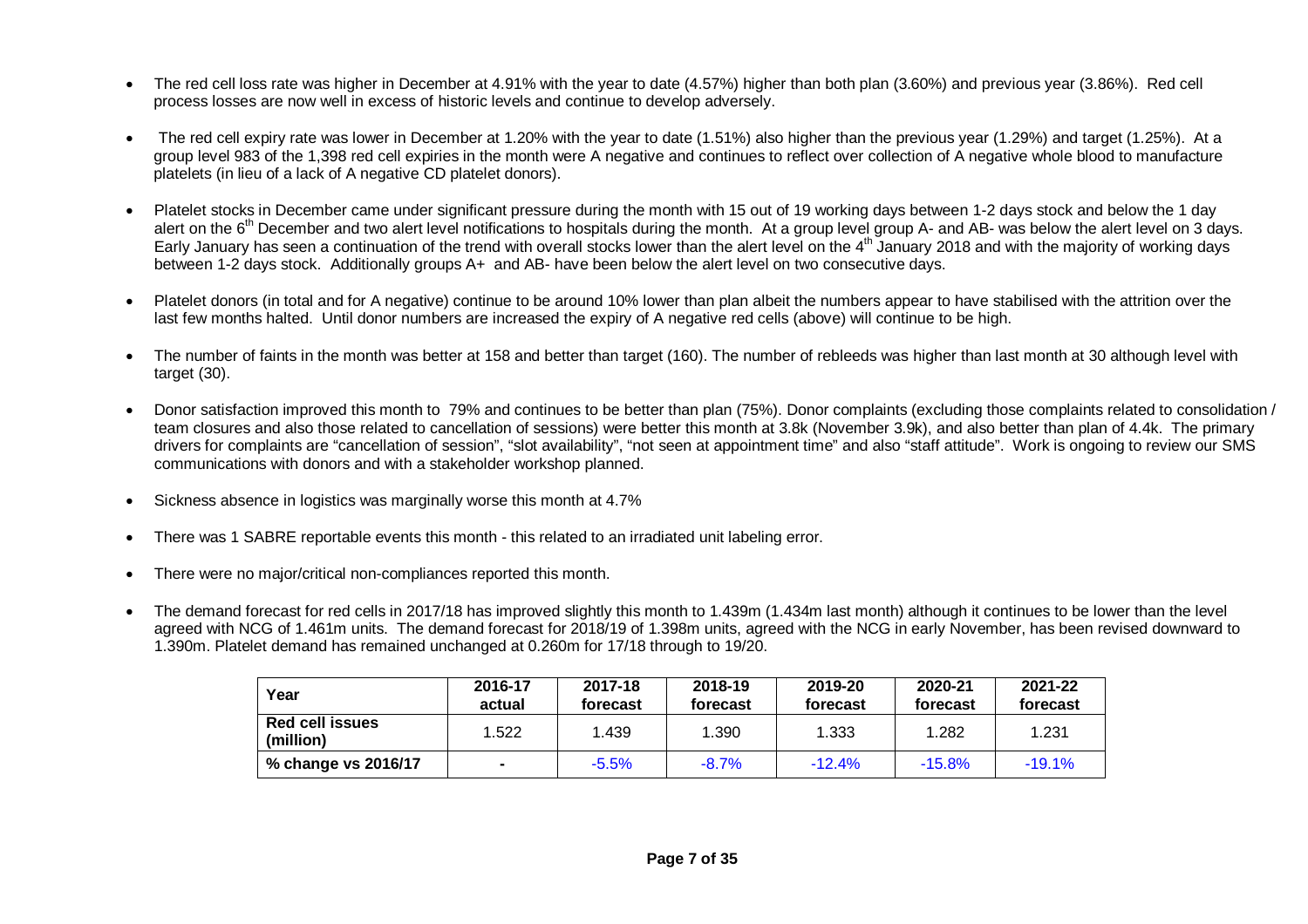- The red cell loss rate was higher in December at 4.91% with the year to date (4.57%) higher than both plan (3.60%) and previous year (3.86%). Red cell process losses are now well in excess of historic levels and continue to develop adversely.

- The red cell expiry rate was lower in December at 1.20% with the year to date (1.51%) also higher than the previous year (1.29%) and target (1.25%). At a group level 983 of the 1,398 red cell expiries in the month were A negative and continues to reflect over collection of A negative whole blood to manufacture platelets (in lieu of a lack of A negative CD platelet donors).

- Platelet stocks in December came under significant pressure during the month with 15 out of 19 working days between 1-2 days stock and below the 1 day alert on the 6th December and two alert level notifications to hospitals during the month. At a group level group A- and AB- was below the alert level on 3 days. Early January has seen a continuation of the trend with overall stocks lower than the alert level on the 4th January 2018 and with the majority of working days between 1-2 days stock. Additionally groups A+ and AB- have been below the alert level on two consecutive days.

- Platelet donors (in total and for A negative) continue to be around 10% lower than plan albeit the numbers appear to have stabilised with the attrition over the last few months halted. Until donor numbers are increased the expiry of A negative red cells (above) will continue to be high.

- The number of faints in the month was better at 158 and better than target (160). The number of rebleeds was higher than last month at 30 although level with target (30).

- Donor satisfaction improved this month to 79% and continues to be better than plan (75%). Donor complaints (excluding those complaints related to consolidation / team closures and also those related to cancellation of sessions) were better this month at 3.8k (November 3.9k), and also better than plan of 4.4k. The primary drivers for complaints are "cancellation of session", "slot availability", "not seen at appointment time" and also "staff attitude". Work is ongoing to review our SMS communications with donors and with a stakeholder workshop planned.

- Sickness absence in logistics was marginally worse this month at 4.7%

- There was 1 SABRE reportable events this month - this related to an irradiated unit labeling error.

- There were no major/critical non-compliances reported this month.

- The demand forecast for red cells in 2017/18 has improved slightly this month to 1.439m (1.434m last month) although it continues to be lower than the level agreed with NCG of 1.461m units. The demand forecast for 2018/19 of 1.398m units, agreed with the NCG in early November, has been revised downward to 1.390m. Platelet demand has remained unchanged at 0.260m for 17/18 through to 19/20.

| Year | 2016-17 actual | 2017-18 forecast | 2018-19 forecast | 2019-20 forecast | 2020-21 forecast | 2021-22 forecast |
|---|---|---|---|---|---|---|
| **Red cell issues (million)** | 1.522 | 1.439 | 1.390 | 1.333 | 1.282 | 1.231 |
| **% change vs 2016/17** | - | -5.5% | -8.7% | -12.4% | -15.8% | -19.1% |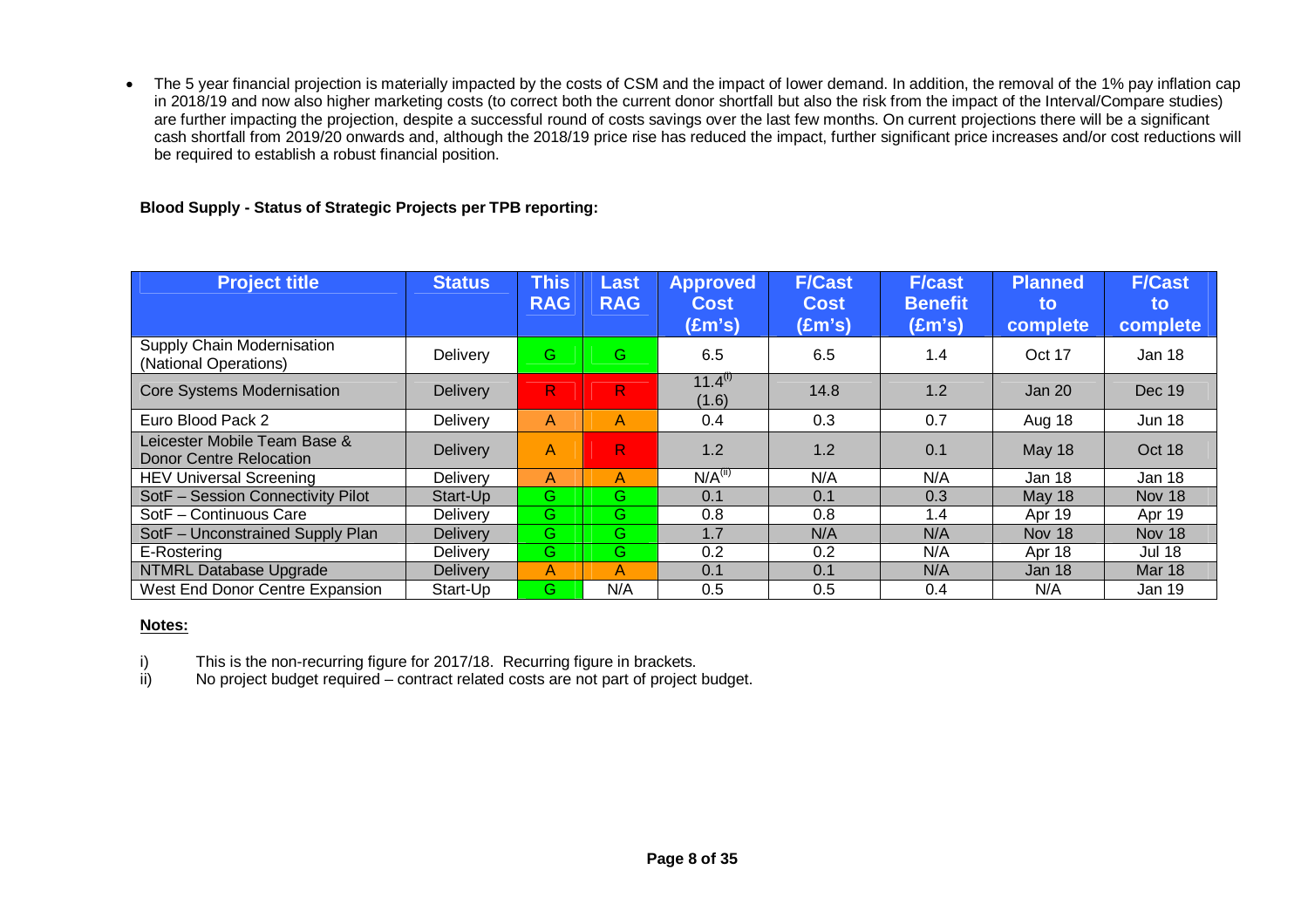- The 5 year financial projection is materially impacted by the costs of CSM and the impact of lower demand. In addition, the removal of the 1% pay inflation cap in 2018/19 and now also higher marketing costs (to correct both the current donor shortfall but also the risk from the impact of the Interval/Compare studies) are further impacting the projection, despite a successful round of costs savings over the last few months. On current projections there will be a significant cash shortfall from 2019/20 onwards and, although the 2018/19 price rise has reduced the impact, further significant price increases and/or cost reductions will be required to establish a robust financial position.

**Blood Supply - Status of Strategic Projects per TPB reporting:**

| Project title | Status | This RAG | Last RAG | Approved Cost (£m's) | F/Cast Cost (£m's) | F/cast Benefit (£m's) | Planned to complete | F/Cast to complete |
|---|---|---|---|---|---|---|---|---|
| Supply Chain Modernisation (National Operations) | Delivery | G | G | 6.5 | 6.5 | 1.4 | Oct 17 | Jan 18 |
| Core Systems Modernisation | Delivery | R | R | 11.4[i] (1.6) | 14.8 | 1.2 | Jan 20 | Dec 19 |
| Euro Blood Pack 2 | Delivery | A | A | 0.4 | 0.3 | 0.7 | Aug 18 | Jun 18 |
| Leicester Mobile Team Base & Donor Centre Relocation | Delivery | A | R | 1.2 | 1.2 | 0.1 | May 18 | Oct 18 |
| HEV Universal Screening | Delivery | A | A | N/A[ii] | N/A | N/A | Jan 18 | Jan 18 |
| SotF – Session Connectivity Pilot | Start-Up | G | G | 0.1 | 0.1 | 0.3 | May 18 | Nov 18 |
| SotF – Continuous Care | Delivery | G | G | 0.8 | 0.8 | 1.4 | Apr 19 | Apr 19 |
| SotF – Unconstrained Supply Plan | Delivery | G | G | 1.7 | N/A | N/A | Nov 18 | Nov 18 |
| E-Rostering | Delivery | G | G | 0.2 | 0.2 | N/A | Apr 18 | Jul 18 |
| NTMRL Database Upgrade | Delivery | A | A | 0.1 | 0.1 | N/A | Jan 18 | Mar 18 |
| West End Donor Centre Expansion | Start-Up | G | N/A | 0.5 | 0.5 | 0.4 | N/A | Jan 19 |

**Notes:**

i) This is the non-recurring figure for 2017/18. Recurring figure in brackets.

ii) No project budget required – contract related costs are not part of project budget.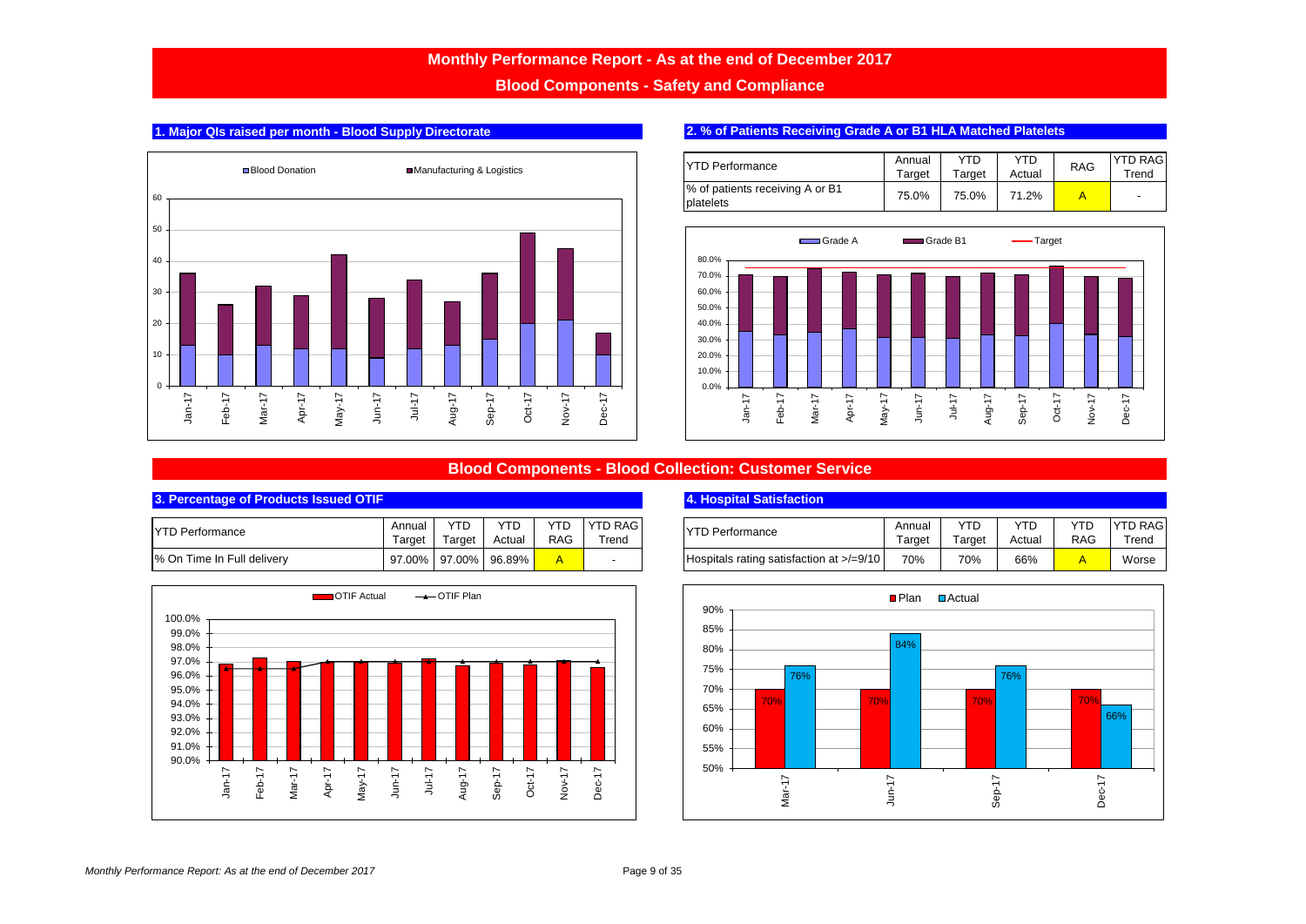# Monthly Performance Report - As at the end of December 2017

## Blood Components - Safety and Compliance

### 1. Major QIs raised per month - Blood Supply Directorate

### 2. % of Patients Receiving Grade A or B1 HLA Matched Platelets

| YTD Performance | Annual Target | YTD Target | YTD Actual | RAG | YTD RAG Trend |
|---|---|---|---|---|---|
| % of patients receiving A or B1 platelets | 75.0% | 75.0% | 71.2% | A | - |

## Blood Components - Blood Collection: Customer Service

### 3. Percentage of Products Issued OTIF

| YTD Performance | Annual Target | YTD Target | YTD Actual | YTD RAG | YTD RAG Trend |
|---|---|---|---|---|---|
| % On Time In Full delivery | 97.00% | 97.00% | 96.89% | A | - |

### 4. Hospital Satisfaction

| YTD Performance | Annual Target | YTD Target | YTD Actual | YTD RAG | YTD RAG Trend |
|---|---|---|---|---|---|
| Hospitals rating satisfaction at >/=9/10 | 70% | 70% | 66% | A | Worse |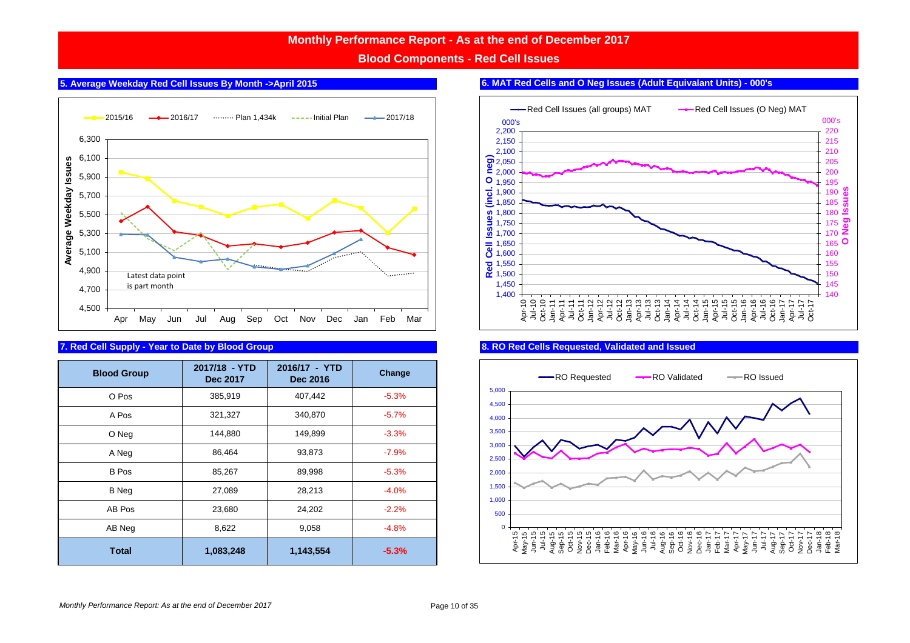# Monthly Performance Report - As at the end of December 2017

## Blood Components - Red Cell Issues

### 5. Average Weekday Red Cell Issues By Month ->April 2015

Legend: 2015/16, 2016/17, Plan 1,434k, Initial Plan, 2017/18

Average Weekday Issues (4,500 – 6,300); Apr May Jun Jul Aug Sep Oct Nov Dec Jan Feb Mar

Latest data point is part month

### 6. MAT Red Cells and O Neg Issues (Adult Equivalant Units) - 000's

Legend: Red Cell Issues (all groups) MAT, Red Cell Issues (O Neg) MAT

Red Cell Issues (incl. O neg) 000's (1,400 – 2,200); O Neg Issues 000's (140 – 220); Apr-10 to Oct-17

### 7. Red Cell Supply - Year to Date by Blood Group

| Blood Group | 2017/18 - YTD Dec 2017 | 2016/17 - YTD Dec 2016 | Change |
|---|---|---|---|
| O Pos | 385,919 | 407,442 | -5.3% |
| A Pos | 321,327 | 340,870 | -5.7% |
| O Neg | 144,880 | 149,899 | -3.3% |
| A Neg | 86,464 | 93,873 | -7.9% |
| B Pos | 85,267 | 89,998 | -5.3% |
| B Neg | 27,089 | 28,213 | -4.0% |
| AB Pos | 23,680 | 24,202 | -2.2% |
| AB Neg | 8,622 | 9,058 | -4.8% |
| **Total** | **1,083,248** | **1,143,554** | **-5.3%** |

### 8. RO Red Cells Requested, Validated and Issued

Legend: RO Requested, RO Validated, RO Issued

(0 – 5,000); Apr-15 to Mar-18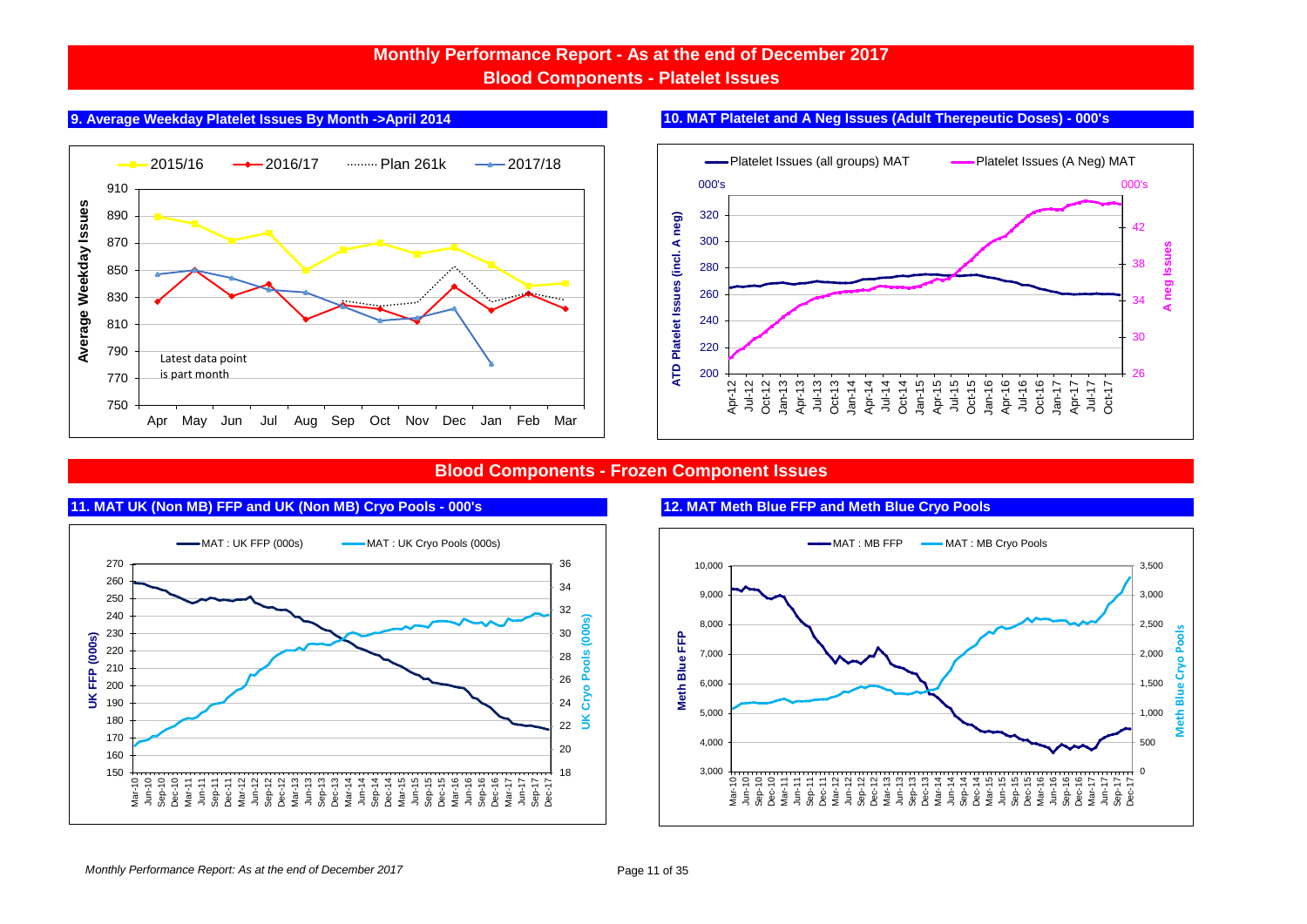# Monthly Performance Report - As at the end of December 2017

## Blood Components - Platelet Issues

### 9. Average Weekday Platelet Issues By Month ->April 2014

2015/16 | 2016/17 | Plan 261k | 2017/18

Average Weekday Issues

Latest data point is part month

### 10. MAT Platelet and A Neg Issues (Adult Therepeutic Doses) - 000's

Platelet Issues (all groups) MAT | Platelet Issues (A Neg) MAT

ATD Platelet Issues (incl. A neg) 000's | A neg Issues 000's

## Blood Components - Frozen Component Issues

### 11. MAT UK (Non MB) FFP and UK (Non MB) Cryo Pools - 000's

MAT : UK FFP (000s) | MAT : UK Cryo Pools (000s)

UK FFP (000s) | UK Cryo Pools (000s)

### 12. MAT Meth Blue FFP and Meth Blue Cryo Pools

MAT : MB FFP | MAT : MB Cryo Pools

Meth Blue FFP | Meth Blue Cryo Pools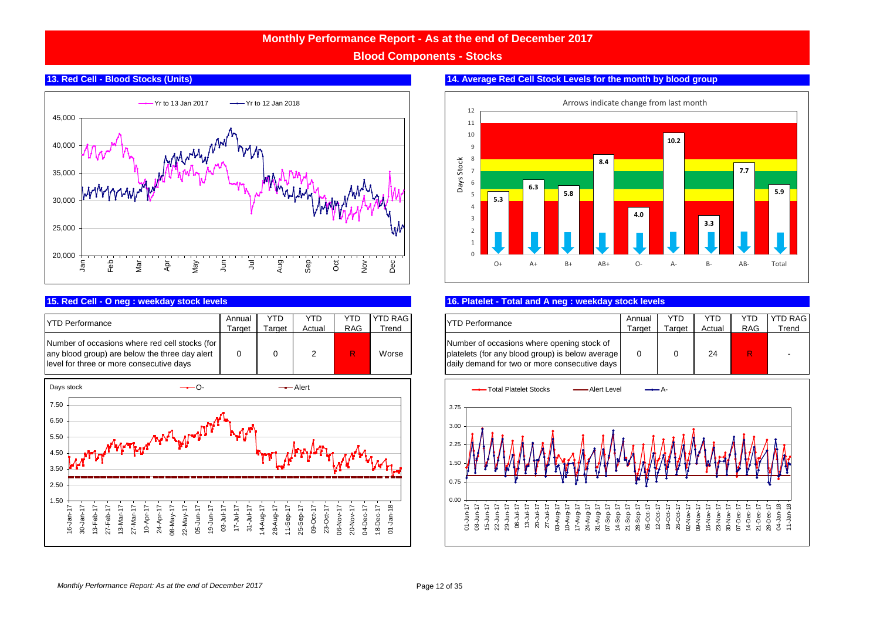# Monthly Performance Report - As at the end of December 2017

## Blood Components - Stocks

### 13. Red Cell - Blood Stocks (Units)

### 14. Average Red Cell Stock Levels for the month by blood group

### 15. Red Cell - O neg : weekday stock levels

| YTD Performance | Annual Target | YTD Target | YTD Actual | YTD RAG | YTD RAG Trend |
|---|---|---|---|---|---|
| Number of occasions where red cell stocks (for any blood group) are below the three day alert level for three or more consecutive days | 0 | 0 | 2 | R | Worse |

### 16. Platelet - Total and A neg : weekday stock levels

| YTD Performance | Annual Target | YTD Target | YTD Actual | YTD RAG | YTD RAG Trend |
|---|---|---|---|---|---|
| Number of occasions where opening stock of platelets (for any blood group) is below average daily demand for two or more consecutive days | 0 | 0 | 24 | R | - |

*Monthly Performance Report: As at the end of December 2017*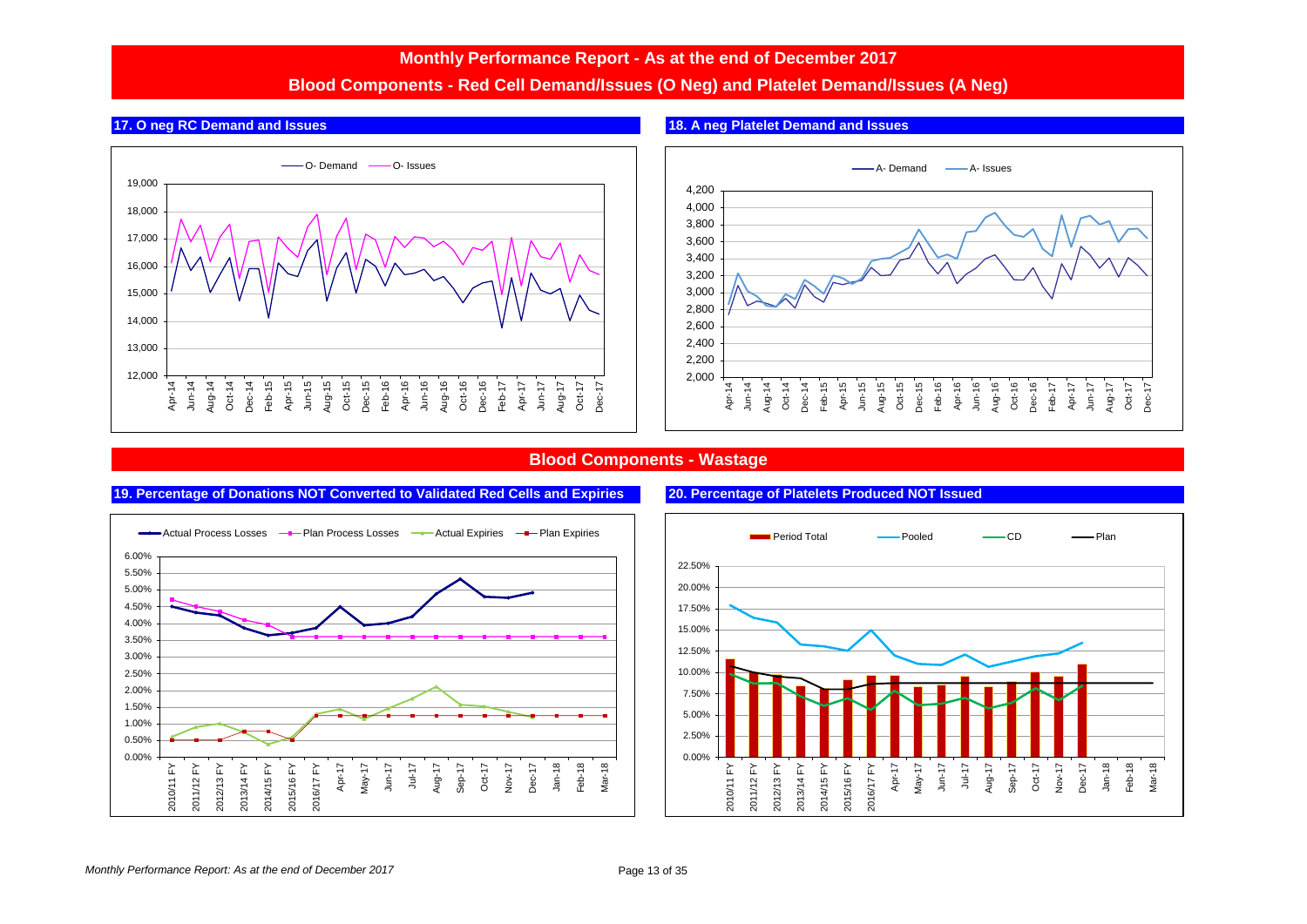# Monthly Performance Report - As at the end of December 2017

## Blood Components - Red Cell Demand/Issues (O Neg) and Platelet Demand/Issues (A Neg)

### 17. O neg RC Demand and Issues

O- Demand | O- Issues

### 18. A neg Platelet Demand and Issues

A- Demand | A- Issues

## Blood Components - Wastage

### 19. Percentage of Donations NOT Converted to Validated Red Cells and Expiries

Actual Process Losses | Plan Process Losses | Actual Expiries | Plan Expiries

### 20. Percentage of Platelets Produced NOT Issued

Period Total | Pooled | CD | Plan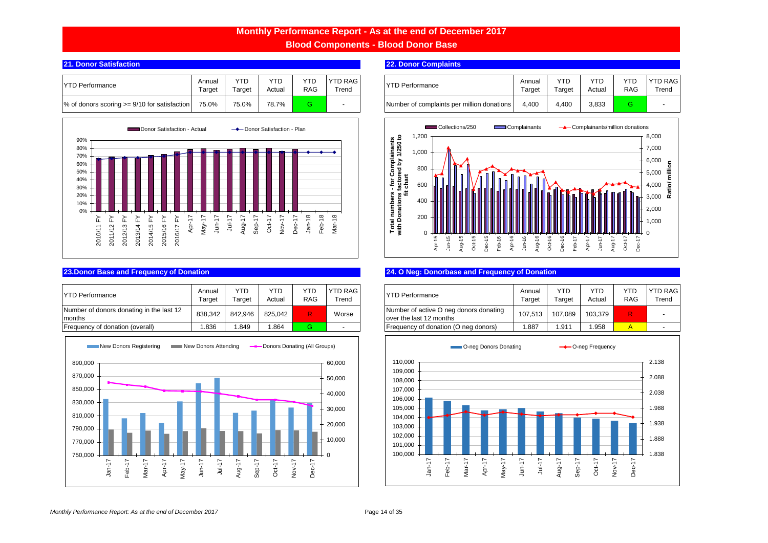# Monthly Performance Report - As at the end of December 2017

## Blood Components - Blood Donor Base

### 21. Donor Satisfaction

| YTD Performance | Annual Target | YTD Target | YTD Actual | YTD RAG | YTD RAG Trend |
|---|---|---|---|---|---|
| % of donors scoring >= 9/10 for satisfaction | 75.0% | 75.0% | 78.7% | G | - |

### 22. Donor Complaints

| YTD Performance | Annual Target | YTD Target | YTD Actual | YTD RAG | YTD RAG Trend |
|---|---|---|---|---|---|
| Number of complaints per million donations | 4,400 | 4,400 | 3,833 | G | - |

### 23.Donor Base and Frequency of Donation

| YTD Performance | Annual Target | YTD Target | YTD Actual | YTD RAG | YTD RAG Trend |
|---|---|---|---|---|---|
| Number of donors donating in the last 12 months | 838,342 | 842,946 | 825,042 | R | Worse |
| Frequency of donation (overall) | 1.836 | 1.849 | 1.864 | G | - |

### 24. O Neg: Donorbase and Frequency of Donation

| YTD Performance | Annual Target | YTD Target | YTD Actual | YTD RAG | YTD RAG Trend |
|---|---|---|---|---|---|
| Number of active O neg donors donating over the last 12 months | 107,513 | 107,089 | 103,379 | R | - |
| Frequency of donation (O neg donors) | 1.887 | 1.911 | 1.958 | A | - |

*Monthly Performance Report: As at the end of December 2017*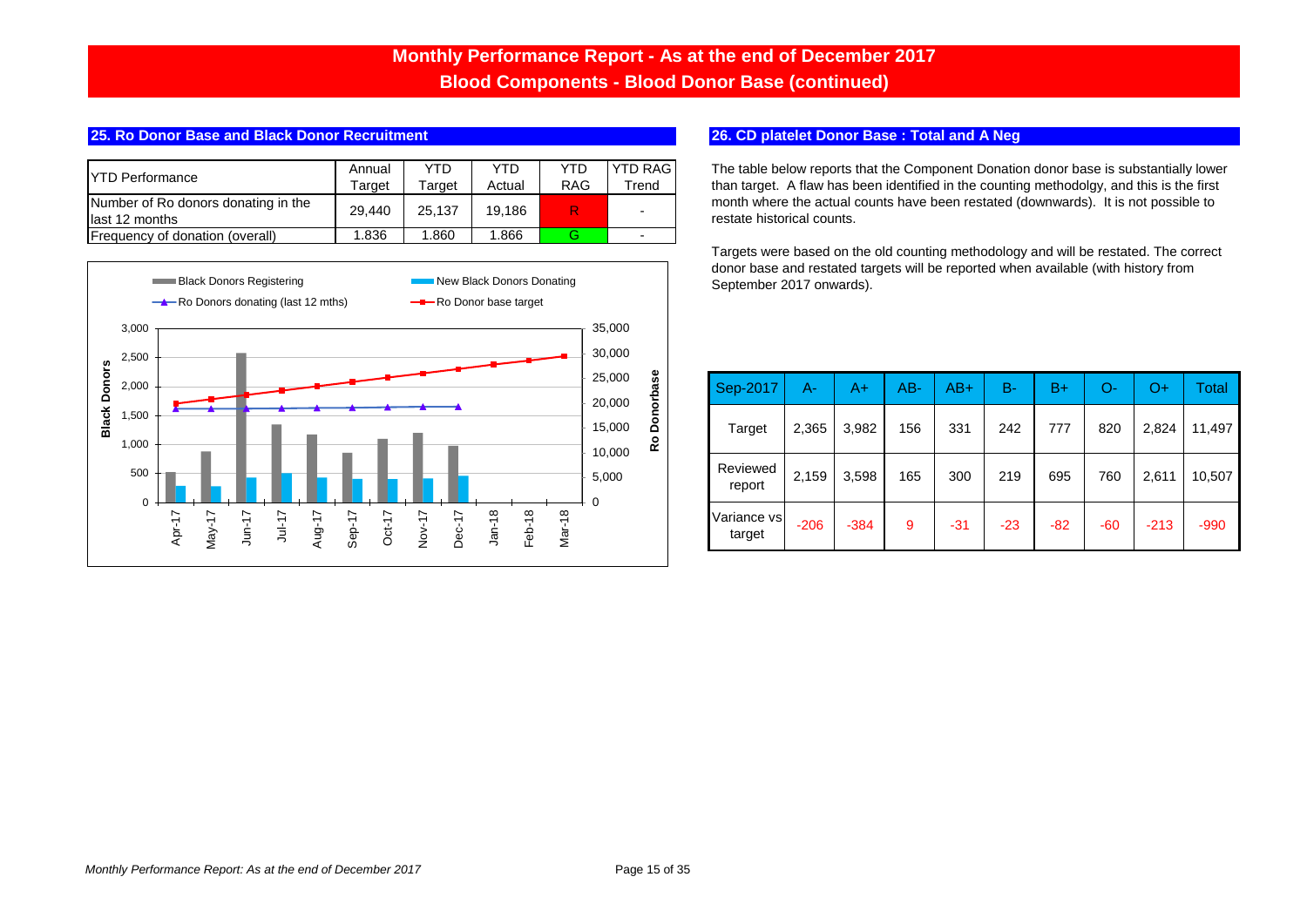# Monthly Performance Report - As at the end of December 2017

## Blood Components - Blood Donor Base (continued)

### 25. Ro Donor Base and Black Donor Recruitment

| YTD Performance | Annual Target | YTD Target | YTD Actual | YTD RAG | YTD RAG Trend |
|---|---|---|---|---|---|
| Number of Ro donors donating in the last 12 months | 29,440 | 25,137 | 19,186 | R | - |
| Frequency of donation (overall) | 1.836 | 1.860 | 1.866 | G | - |

Black Donors Registering | New Black Donors Donating | Ro Donors donating (last 12 mths) | Ro Donor base target

Black Donors (0 – 3,000) | Ro Donorbase (0 – 35,000)

Apr-17, May-17, Jun-17, Jul-17, Aug-17, Sep-17, Oct-17, Nov-17, Dec-17, Jan-18, Feb-18, Mar-18

### 26. CD platelet Donor Base : Total and A Neg

The table below reports that the Component Donation donor base is substantially lower than target. A flaw has been identified in the counting methodolgy, and this is the first month where the actual counts have been restated (downwards). It is not possible to restate historical counts.

Targets were based on the old counting methodology and will be restated. The correct donor base and restated targets will be reported when available (with history from September 2017 onwards).

| Sep-2017 | A- | A+ | AB- | AB+ | B- | B+ | O- | O+ | Total |
|---|---|---|---|---|---|---|---|---|---|
| Target | 2,365 | 3,982 | 156 | 331 | 242 | 777 | 820 | 2,824 | 11,497 |
| Reviewed report | 2,159 | 3,598 | 165 | 300 | 219 | 695 | 760 | 2,611 | 10,507 |
| Variance vs target | -206 | -384 | 9 | -31 | -23 | -82 | -60 | -213 | -990 |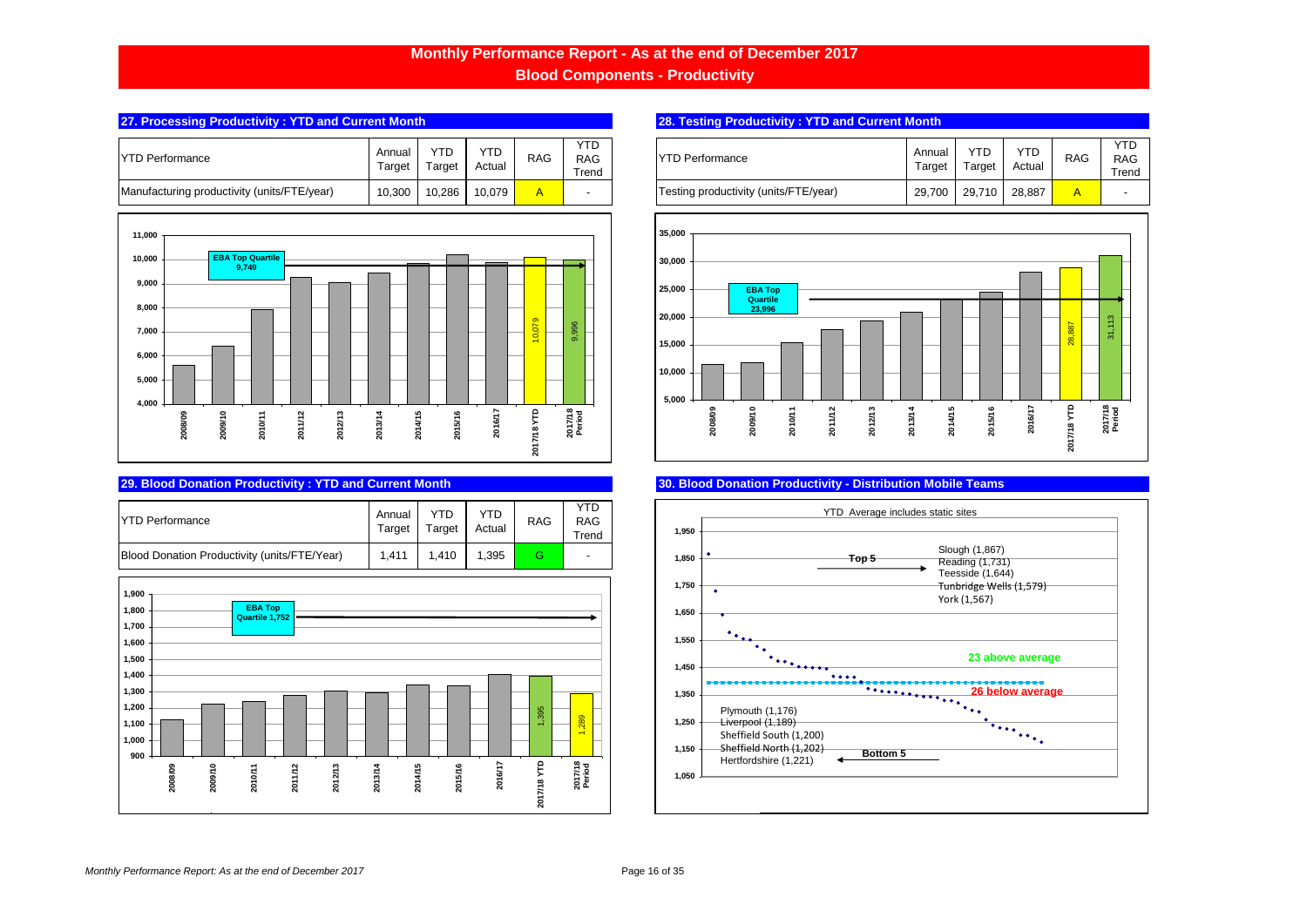# Monthly Performance Report - As at the end of December 2017

## Blood Components - Productivity

### 27. Processing Productivity : YTD and Current Month

| YTD Performance | Annual Target | YTD Target | YTD Actual | RAG | YTD RAG Trend |
|---|---|---|---|---|---|
| Manufacturing productivity (units/FTE/year) | 10,300 | 10,286 | 10,079 | A | - |

EBA Top Quartile 9,749

| 2008/09 | 2009/10 | 2010/11 | 2011/12 | 2012/13 | 2013/14 | 2014/15 | 2015/16 | 2016/17 | 2017/18 YTD | 2017/18 Period |
|---|---|---|---|---|---|---|---|---|---|---|
| | | | | | | | | | 10,079 | 9,996 |

### 28. Testing Productivity : YTD and Current Month

| YTD Performance | Annual Target | YTD Target | YTD Actual | RAG | YTD RAG Trend |
|---|---|---|---|---|---|
| Testing productivity (units/FTE/year) | 29,700 | 29,710 | 28,887 | A | - |

EBA Top Quartile 23,996

| 2008/09 | 2009/10 | 2010/11 | 2011/12 | 2012/13 | 2013/14 | 2014/15 | 2015/16 | 2016/17 | 2017/18 YTD | 2017/18 Period |
|---|---|---|---|---|---|---|---|---|---|---|
| | | | | | | | | | 28,887 | 31,113 |

### 29. Blood Donation Productivity : YTD and Current Month

| YTD Performance | Annual Target | YTD Target | YTD Actual | RAG | YTD RAG Trend |
|---|---|---|---|---|---|
| Blood Donation Productivity (units/FTE/Year) | 1,411 | 1,410 | 1,395 | G | - |

EBA Top Quartile 1,752

| 2008/09 | 2009/10 | 2010/11 | 2011/12 | 2012/13 | 2013/14 | 2014/15 | 2015/16 | 2016/17 | 2017/18 YTD | 2017/18 Period |
|---|---|---|---|---|---|---|---|---|---|---|
| | | | | | | | | | 1,395 | 1,289 |

### 30. Blood Donation Productivity - Distribution Mobile Teams

YTD Average includes static sites

**Top 5**
- Slough (1,867)
- Reading (1,731)
- Teesside (1,644)
- Tunbridge Wells (1,579)
- York (1,567)

**23 above average**

**26 below average**

**Bottom 5**
- Plymouth (1,176)
- Liverpool (1,189)
- Sheffield South (1,200)
- Sheffield North (1,202)
- Hertfordshire (1,221)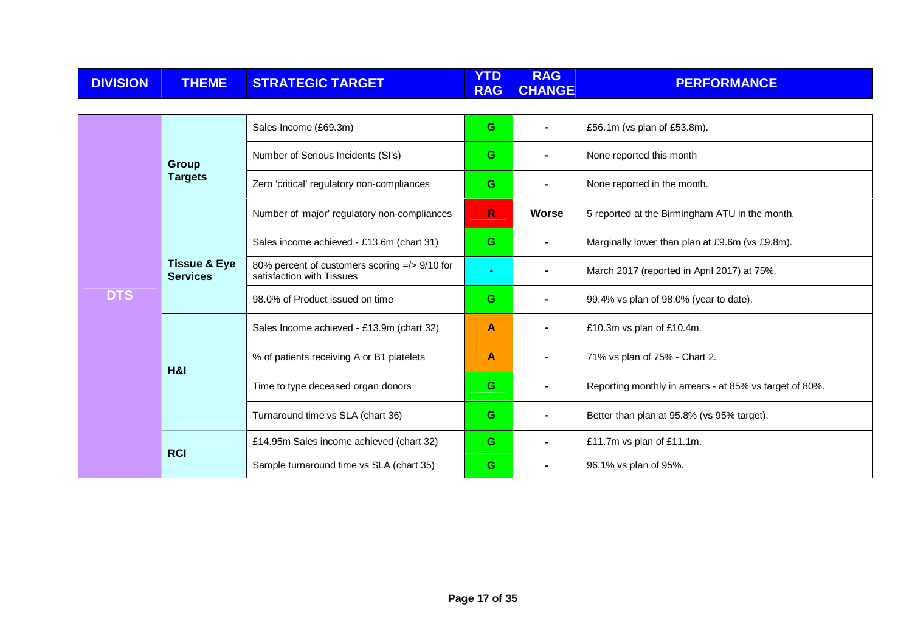| DIVISION | THEME | STRATEGIC TARGET | YTD RAG | RAG CHANGE | PERFORMANCE |
|---|---|---|---|---|---|
| DTS | Group Targets | Sales Income (£69.3m) | G | - | £56.1m (vs plan of £53.8m). |
| | | Number of Serious Incidents (SI's) | G | - | None reported this month |
| | | Zero 'critical' regulatory non-compliances | G | - | None reported in the month. |
| | | Number of 'major' regulatory non-compliances | R | Worse | 5 reported at the Birmingham ATU in the month. |
| | Tissue & Eye Services | Sales income achieved - £13.6m (chart 31) | G | - | Marginally lower than plan at £9.6m (vs £9.8m). |
| | | 80% percent of customers scoring =/> 9/10 for satisfaction with Tissues | - | - | March 2017 (reported in April 2017) at 75%. |
| | | 98.0% of Product issued on time | G | - | 99.4% vs plan of 98.0% (year to date). |
| | H&I | Sales Income achieved - £13.9m (chart 32) | A | - | £10.3m vs plan of £10.4m. |
| | | % of patients receiving A or B1 platelets | A | - | 71% vs plan of 75% - Chart 2. |
| | | Time to type deceased organ donors | G | - | Reporting monthly in arrears - at 85% vs target of 80%. |
| | | Turnaround time vs SLA (chart 36) | G | - | Better than plan at 95.8% (vs 95% target). |
| | RCI | £14.95m Sales income achieved (chart 32) | G | - | £11.7m vs plan of £11.1m. |
| | | Sample turnaround time vs SLA (chart 35) | G | - | 96.1% vs plan of 95%. |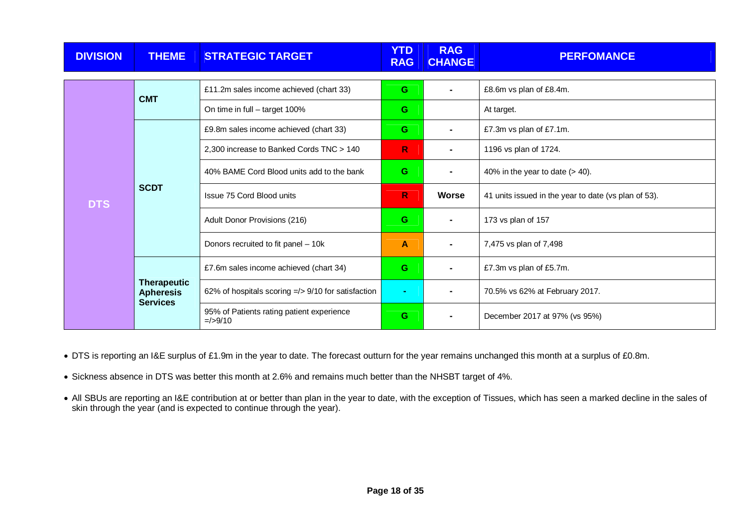| DIVISION | THEME | STRATEGIC TARGET | YTD RAG | RAG CHANGE | PERFOMANCE |
|---|---|---|---|---|---|
| DTS | CMT | £11.2m sales income achieved (chart 33) | G | - | £8.6m vs plan of £8.4m. |
| | | On time in full – target 100% | G | | At target. |
| | SCDT | £9.8m sales income achieved (chart 33) | G | - | £7.3m vs plan of £7.1m. |
| | | 2,300 increase to Banked Cords TNC > 140 | R | - | 1196 vs plan of 1724. |
| | | 40% BAME Cord Blood units add to the bank | G | - | 40% in the year to date (> 40). |
| | | Issue 75 Cord Blood units | R | Worse | 41 units issued in the year to date (vs plan of 53). |
| | | Adult Donor Provisions (216) | G | - | 173 vs plan of 157 |
| | | Donors recruited to fit panel – 10k | A | - | 7,475 vs plan of 7,498 |
| | Therapeutic Apheresis Services | £7.6m sales income achieved (chart 34) | G | - | £7.3m vs plan of £5.7m. |
| | | 62% of hospitals scoring =/> 9/10 for satisfaction | - | - | 70.5% vs 62% at February 2017. |
| | | 95% of Patients rating patient experience =/>9/10 | G | - | December 2017 at 97% (vs 95%) |

- DTS is reporting an I&E surplus of £1.9m in the year to date. The forecast outturn for the year remains unchanged this month at a surplus of £0.8m.
- Sickness absence in DTS was better this month at 2.6% and remains much better than the NHSBT target of 4%.
- All SBUs are reporting an I&E contribution at or better than plan in the year to date, with the exception of Tissues, which has seen a marked decline in the sales of skin through the year (and is expected to continue through the year).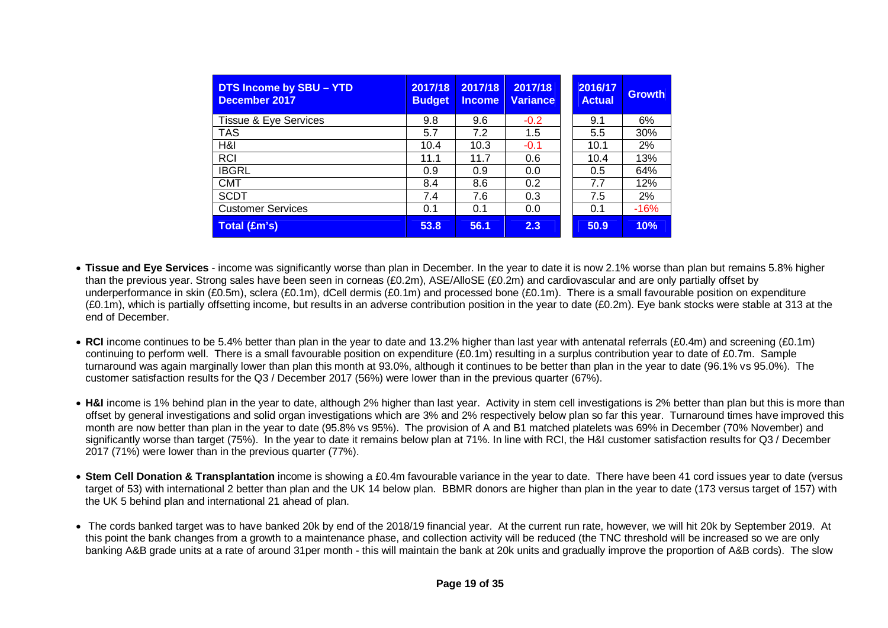| DTS Income by SBU – YTD December 2017 | 2017/18 Budget | 2017/18 Income | 2017/18 Variance | 2016/17 Actual | Growth |
|---|---|---|---|---|---|
| Tissue & Eye Services | 9.8 | 9.6 | -0.2 | 9.1 | 6% |
| TAS | 5.7 | 7.2 | 1.5 | 5.5 | 30% |
| H&I | 10.4 | 10.3 | -0.1 | 10.1 | 2% |
| RCI | 11.1 | 11.7 | 0.6 | 10.4 | 13% |
| IBGRL | 0.9 | 0.9 | 0.0 | 0.5 | 64% |
| CMT | 8.4 | 8.6 | 0.2 | 7.7 | 12% |
| SCDT | 7.4 | 7.6 | 0.3 | 7.5 | 2% |
| Customer Services | 0.1 | 0.1 | 0.0 | 0.1 | -16% |
| **Total (£m's)** | **53.8** | **56.1** | **2.3** | **50.9** | **10%** |

- **Tissue and Eye Services** - income was significantly worse than plan in December. In the year to date it is now 2.1% worse than plan but remains 5.8% higher than the previous year. Strong sales have been seen in corneas (£0.2m), ASE/AlloSE (£0.2m) and cardiovascular and are only partially offset by underperformance in skin (£0.5m), sclera (£0.1m), dCell dermis (£0.1m) and processed bone (£0.1m). There is a small favourable position on expenditure (£0.1m), which is partially offsetting income, but results in an adverse contribution position in the year to date (£0.2m). Eye bank stocks were stable at 313 at the end of December.

- **RCI** income continues to be 5.4% better than plan in the year to date and 13.2% higher than last year with antenatal referrals (£0.4m) and screening (£0.1m) continuing to perform well. There is a small favourable position on expenditure (£0.1m) resulting in a surplus contribution year to date of £0.7m. Sample turnaround was again marginally lower than plan this month at 93.0%, although it continues to be better than plan in the year to date (96.1% vs 95.0%). The customer satisfaction results for the Q3 / December 2017 (56%) were lower than in the previous quarter (67%).

- **H&I** income is 1% behind plan in the year to date, although 2% higher than last year. Activity in stem cell investigations is 2% better than plan but this is more than offset by general investigations and solid organ investigations which are 3% and 2% respectively below plan so far this year. Turnaround times have improved this month are now better than plan in the year to date (95.8% vs 95%). The provision of A and B1 matched platelets was 69% in December (70% November) and significantly worse than target (75%). In the year to date it remains below plan at 71%. In line with RCI, the H&I customer satisfaction results for Q3 / December 2017 (71%) were lower than in the previous quarter (77%).

- **Stem Cell Donation & Transplantation** income is showing a £0.4m favourable variance in the year to date. There have been 41 cord issues year to date (versus target of 53) with international 2 better than plan and the UK 14 below plan. BBMR donors are higher than plan in the year to date (173 versus target of 157) with the UK 5 behind plan and international 21 ahead of plan.

- The cords banked target was to have banked 20k by end of the 2018/19 financial year. At the current run rate, however, we will hit 20k by September 2019. At this point the bank changes from a growth to a maintenance phase, and collection activity will be reduced (the TNC threshold will be increased so we are only banking A&B grade units at a rate of around 31per month - this will maintain the bank at 20k units and gradually improve the proportion of A&B cords). The slow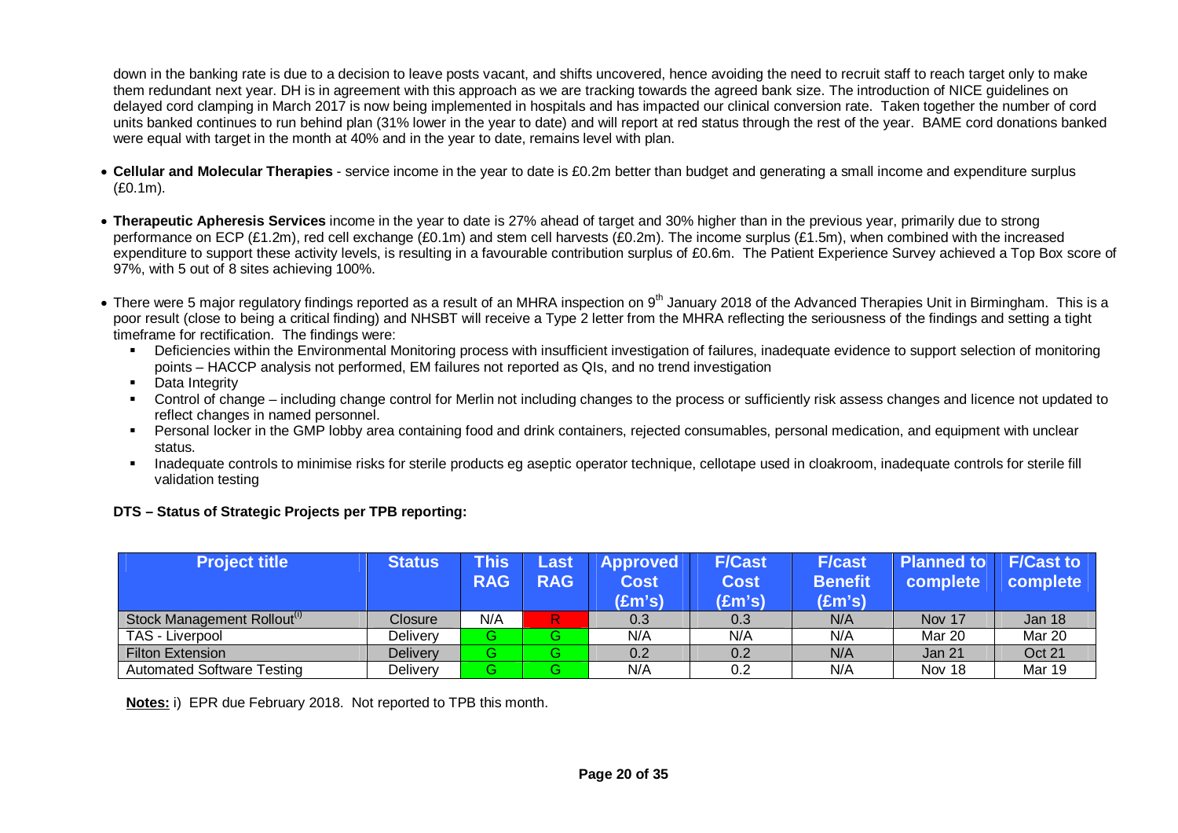down in the banking rate is due to a decision to leave posts vacant, and shifts uncovered, hence avoiding the need to recruit staff to reach target only to make them redundant next year. DH is in agreement with this approach as we are tracking towards the agreed bank size. The introduction of NICE guidelines on delayed cord clamping in March 2017 is now being implemented in hospitals and has impacted our clinical conversion rate. Taken together the number of cord units banked continues to run behind plan (31% lower in the year to date) and will report at red status through the rest of the year. BAME cord donations banked were equal with target in the month at 40% and in the year to date, remains level with plan.

- **Cellular and Molecular Therapies** - service income in the year to date is £0.2m better than budget and generating a small income and expenditure surplus (£0.1m).

- **Therapeutic Apheresis Services** income in the year to date is 27% ahead of target and 30% higher than in the previous year, primarily due to strong performance on ECP (£1.2m), red cell exchange (£0.1m) and stem cell harvests (£0.2m). The income surplus (£1.5m), when combined with the increased expenditure to support these activity levels, is resulting in a favourable contribution surplus of £0.6m. The Patient Experience Survey achieved a Top Box score of 97%, with 5 out of 8 sites achieving 100%.

- There were 5 major regulatory findings reported as a result of an MHRA inspection on 9th January 2018 of the Advanced Therapies Unit in Birmingham. This is a poor result (close to being a critical finding) and NHSBT will receive a Type 2 letter from the MHRA reflecting the seriousness of the findings and setting a tight timeframe for rectification. The findings were:
  - Deficiencies within the Environmental Monitoring process with insufficient investigation of failures, inadequate evidence to support selection of monitoring points – HACCP analysis not performed, EM failures not reported as QIs, and no trend investigation
  - Data Integrity
  - Control of change – including change control for Merlin not including changes to the process or sufficiently risk assess changes and licence not updated to reflect changes in named personnel.
  - Personal locker in the GMP lobby area containing food and drink containers, rejected consumables, personal medication, and equipment with unclear status.
  - Inadequate controls to minimise risks for sterile products eg aseptic operator technique, cellotape used in cloakroom, inadequate controls for sterile fill validation testing

**DTS – Status of Strategic Projects per TPB reporting:**

| Project title | Status | This RAG | Last RAG | Approved Cost (£m's) | F/Cast Cost (£m's) | F/cast Benefit (£m's) | Planned to complete | F/Cast to complete |
|---|---|---|---|---|---|---|---|---|
| Stock Management Rollout(i) | Closure | N/A | R | 0.3 | 0.3 | N/A | Nov 17 | Jan 18 |
| TAS - Liverpool | Delivery | G | G | N/A | N/A | N/A | Mar 20 | Mar 20 |
| Filton Extension | Delivery | G | G | 0.2 | 0.2 | N/A | Jan 21 | Oct 21 |
| Automated Software Testing | Delivery | G | G | N/A | 0.2 | N/A | Nov 18 | Mar 19 |

**Notes:** i) EPR due February 2018. Not reported to TPB this month.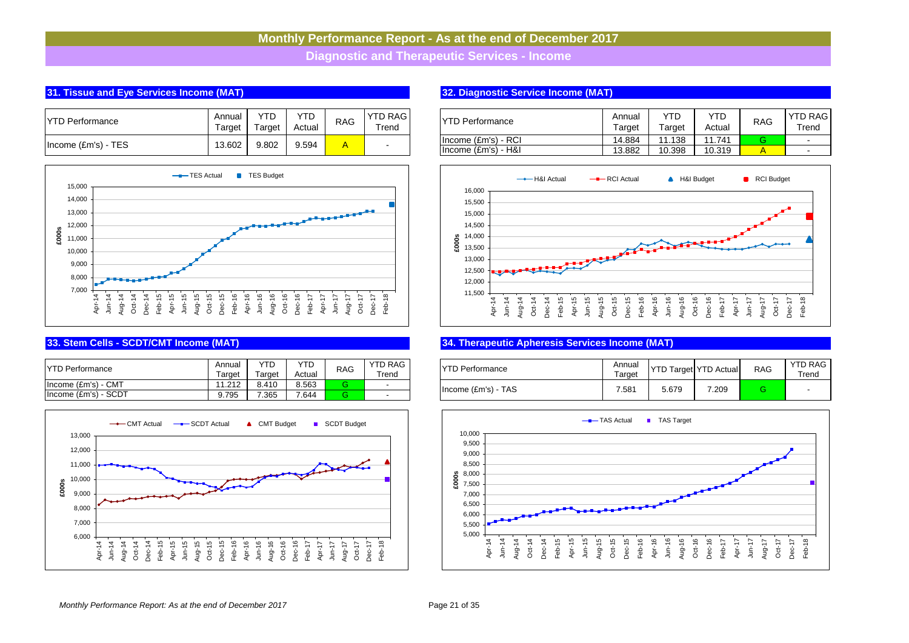# Monthly Performance Report - As at the end of December 2017

## Diagnostic and Therapeutic Services - Income

### 31. Tissue and Eye Services Income (MAT)

| YTD Performance | Annual Target | YTD Target | YTD Actual | RAG | YTD RAG Trend |
|---|---|---|---|---|---|
| Income (£m's) - TES | 13.602 | 9.802 | 9.594 | A | - |

### 32. Diagnostic Service Income (MAT)

| YTD Performance | Annual Target | YTD Target | YTD Actual | RAG | YTD RAG Trend |
|---|---|---|---|---|---|
| Income (£m's) - RCI | 14.884 | 11.138 | 11.741 | G | - |
| Income (£m's) - H&I | 13.882 | 10.398 | 10.319 | A | - |

### 33. Stem Cells - SCDT/CMT Income (MAT)

| YTD Performance | Annual Target | YTD Target | YTD Actual | RAG | YTD RAG Trend |
|---|---|---|---|---|---|
| Income (£m's) - CMT | 11.212 | 8.410 | 8.563 | G | - |
| Income (£m's) - SCDT | 9.795 | 7.365 | 7.644 | G | - |

### 34. Therapeutic Apheresis Services Income (MAT)

| YTD Performance | Annual Target | YTD Target | YTD Actual | RAG | YTD RAG Trend |
|---|---|---|---|---|---|
| Income (£m's) - TAS | 7.581 | 5.679 | 7.209 | G | - |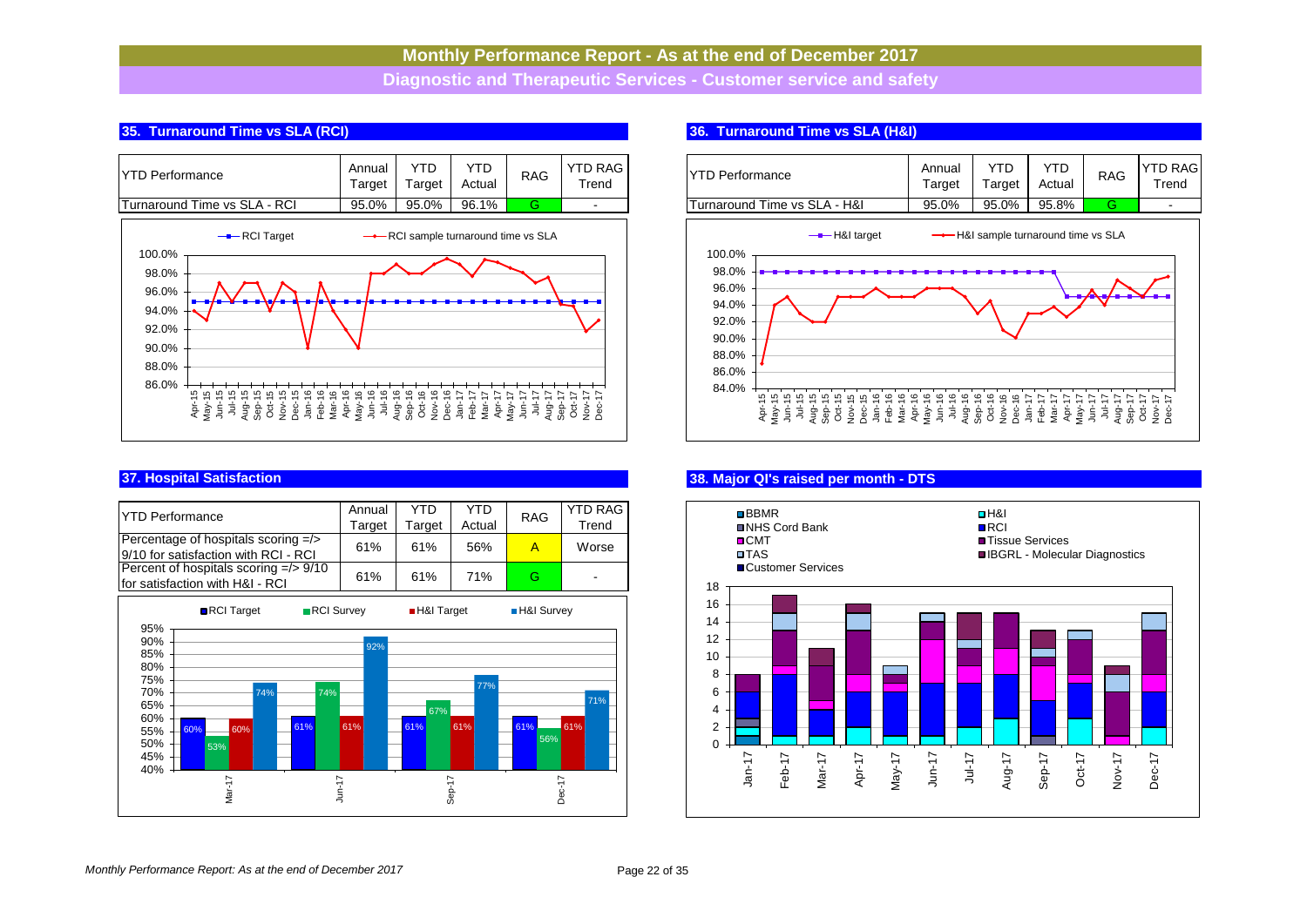# Monthly Performance Report - As at the end of December 2017

## Diagnostic and Therapeutic Services - Customer service and safety

### 35. Turnaround Time vs SLA (RCI)

| YTD Performance | Annual Target | YTD Target | YTD Actual | RAG | YTD RAG Trend |
|---|---|---|---|---|---|
| Turnaround Time vs SLA - RCI | 95.0% | 95.0% | 96.1% | G | - |

### 36. Turnaround Time vs SLA (H&I)

| YTD Performance | Annual Target | YTD Target | YTD Actual | RAG | YTD RAG Trend |
|---|---|---|---|---|---|
| Turnaround Time vs SLA - H&I | 95.0% | 95.0% | 95.8% | G | - |

### 37. Hospital Satisfaction

| YTD Performance | Annual Target | YTD Target | YTD Actual | RAG | YTD RAG Trend |
|---|---|---|---|---|---|
| Percentage of hospitals scoring =/> 9/10 for satisfaction with RCI - RCI | 61% | 61% | 56% | A | Worse |
| Percent of hospitals scoring =/> 9/10 for satisfaction with H&I - RCI | 61% | 61% | 71% | G | - |

### 38. Major QI's raised per month - DTS

*Monthly Performance Report: As at the end of December 2017*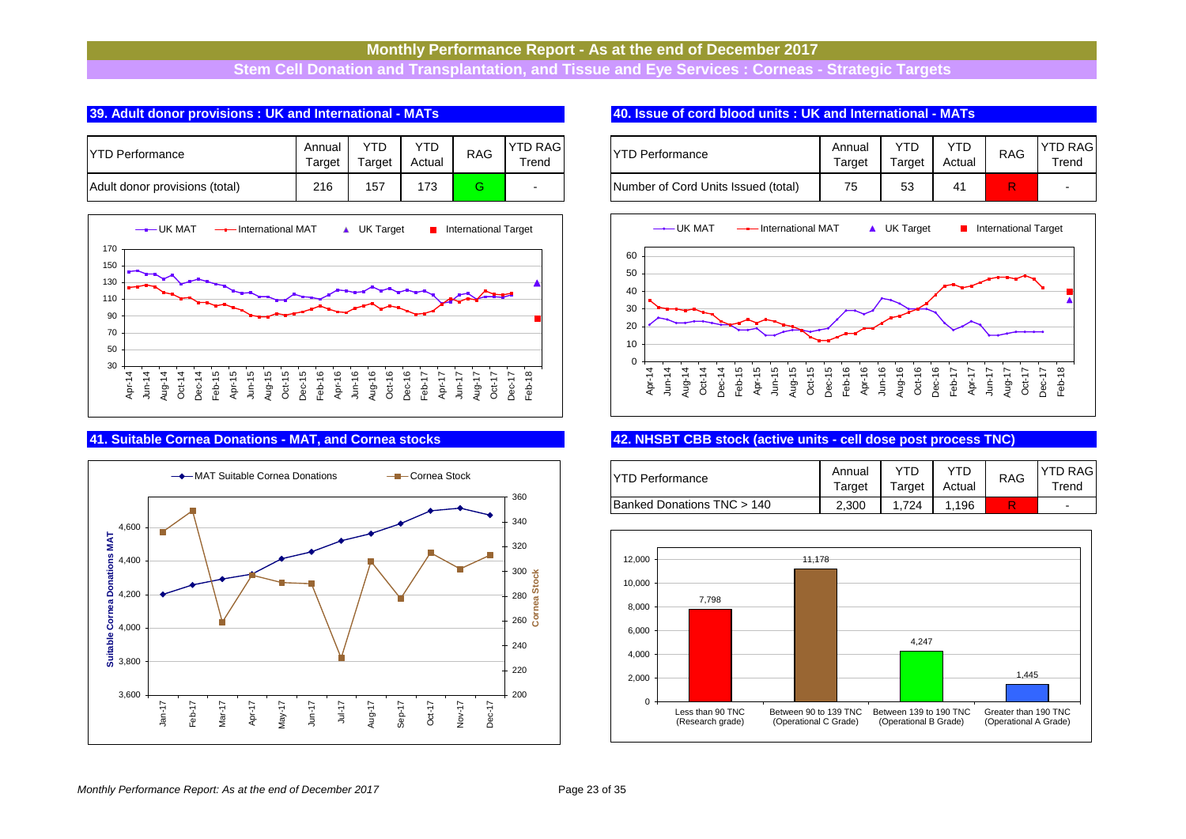# Monthly Performance Report - As at the end of December 2017

## Stem Cell Donation and Transplantation, and Tissue and Eye Services : Corneas - Strategic Targets

### 39. Adult donor provisions : UK and International - MATs

| YTD Performance | Annual Target | YTD Target | YTD Actual | RAG | YTD RAG Trend |
|---|---|---|---|---|---|
| Adult donor provisions (total) | 216 | 157 | 173 | G | - |

### 40. Issue of cord blood units : UK and International - MATs

| YTD Performance | Annual Target | YTD Target | YTD Actual | RAG | YTD RAG Trend |
|---|---|---|---|---|---|
| Number of Cord Units Issued (total) | 75 | 53 | 41 | R | - |

### 41. Suitable Cornea Donations - MAT, and Cornea stocks

### 42. NHSBT CBB stock (active units - cell dose post process TNC)

| YTD Performance | Annual Target | YTD Target | YTD Actual | RAG | YTD RAG Trend |
|---|---|---|---|---|---|
| Banked Donations TNC > 140 | 2,300 | 1,724 | 1,196 | R | - |

| Category | Units |
|---|---|
| Less than 90 TNC (Research grade) | 7,798 |
| Between 90 to 139 TNC (Operational C Grade) | 11,178 |
| Between 139 to 190 TNC (Operational B Grade) | 4,247 |
| Greater than 190 TNC (Operational A Grade) | 1,445 |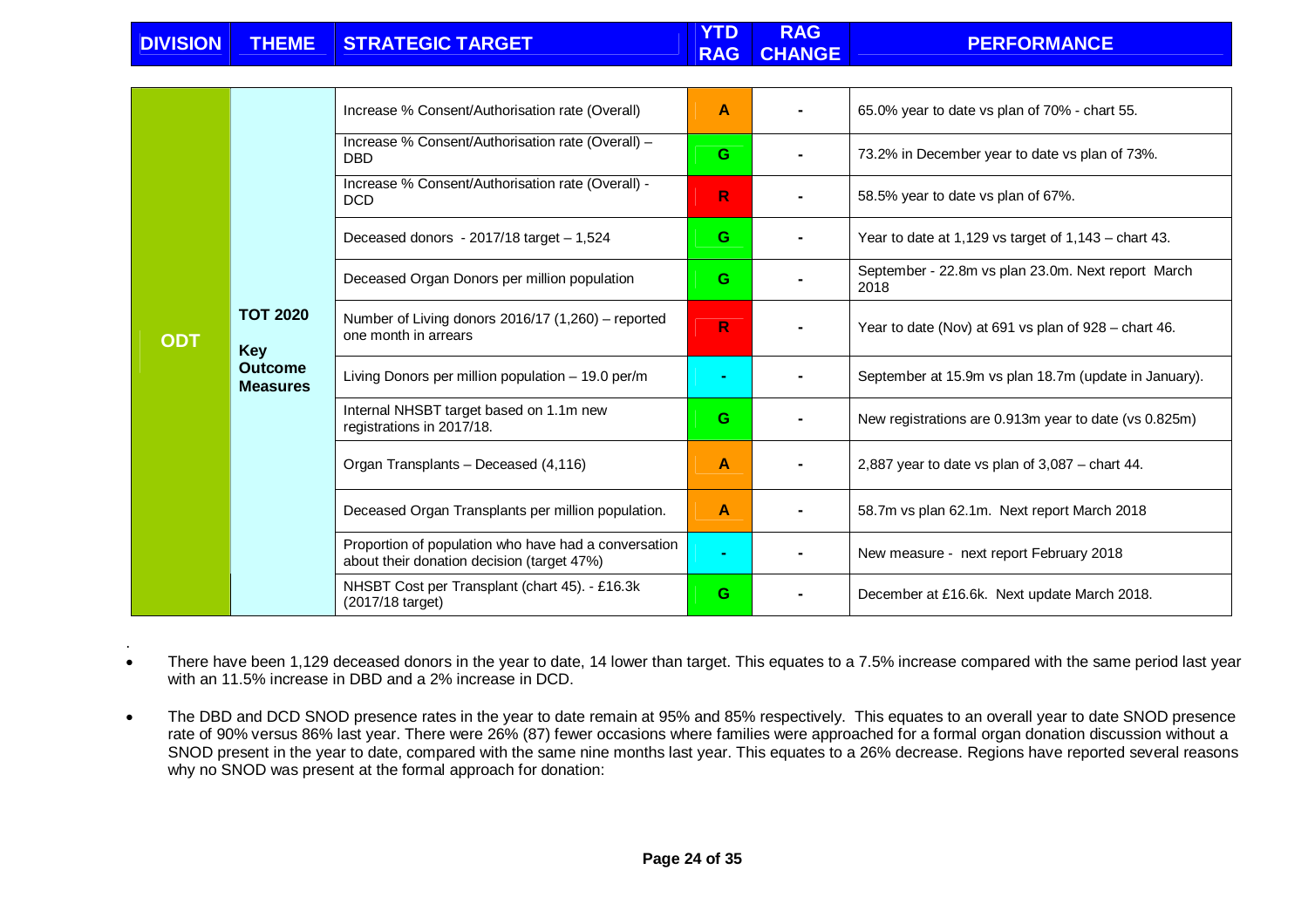| DIVISION | THEME | STRATEGIC TARGET | YTD RAG | RAG CHANGE | PERFORMANCE |
|---|---|---|---|---|---|
| ODT | TOT 2020 Key Outcome Measures | Increase % Consent/Authorisation rate (Overall) | A | - | 65.0% year to date vs plan of 70% - chart 55. |
| | | Increase % Consent/Authorisation rate (Overall) – DBD | G | - | 73.2% in December year to date vs plan of 73%. |
| | | Increase % Consent/Authorisation rate (Overall) - DCD | R | - | 58.5% year to date vs plan of 67%. |
| | | Deceased donors - 2017/18 target – 1,524 | G | - | Year to date at 1,129 vs target of 1,143 – chart 43. |
| | | Deceased Organ Donors per million population | G | - | September - 22.8m vs plan 23.0m. Next report March 2018 |
| | | Number of Living donors 2016/17 (1,260) – reported one month in arrears | R | - | Year to date (Nov) at 691 vs plan of 928 – chart 46. |
| | | Living Donors per million population – 19.0 per/m | - | - | September at 15.9m vs plan 18.7m (update in January). |
| | | Internal NHSBT target based on 1.1m new registrations in 2017/18. | G | - | New registrations are 0.913m year to date (vs 0.825m) |
| | | Organ Transplants – Deceased (4,116) | A | - | 2,887 year to date vs plan of 3,087 – chart 44. |
| | | Deceased Organ Transplants per million population. | A | - | 58.7m vs plan 62.1m. Next report March 2018 |
| | | Proportion of population who have had a conversation about their donation decision (target 47%) | - | - | New measure - next report February 2018 |
| | | NHSBT Cost per Transplant (chart 45). - £16.3k (2017/18 target) | G | - | December at £16.6k. Next update March 2018. |

- There have been 1,129 deceased donors in the year to date, 14 lower than target. This equates to a 7.5% increase compared with the same period last year with an 11.5% increase in DBD and a 2% increase in DCD.

- The DBD and DCD SNOD presence rates in the year to date remain at 95% and 85% respectively. This equates to an overall year to date SNOD presence rate of 90% versus 86% last year. There were 26% (87) fewer occasions where families were approached for a formal organ donation discussion without a SNOD present in the year to date, compared with the same nine months last year. This equates to a 26% decrease. Regions have reported several reasons why no SNOD was present at the formal approach for donation: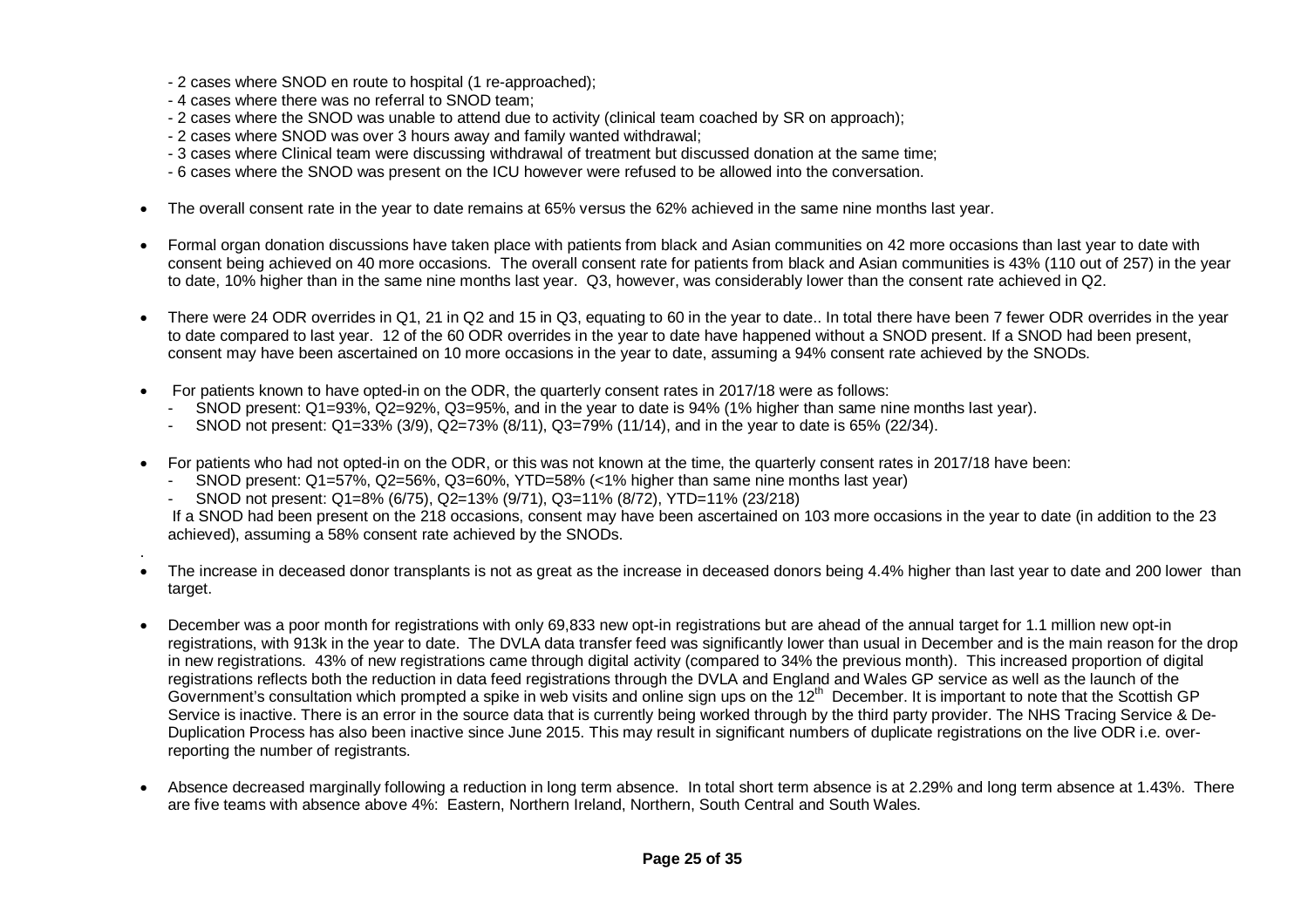- 2 cases where SNOD en route to hospital (1 re-approached);
- 4 cases where there was no referral to SNOD team;
- 2 cases where the SNOD was unable to attend due to activity (clinical team coached by SR on approach);
- 2 cases where SNOD was over 3 hours away and family wanted withdrawal;
- 3 cases where Clinical team were discussing withdrawal of treatment but discussed donation at the same time;
- 6 cases where the SNOD was present on the ICU however were refused to be allowed into the conversation.

- The overall consent rate in the year to date remains at 65% versus the 62% achieved in the same nine months last year.

- Formal organ donation discussions have taken place with patients from black and Asian communities on 42 more occasions than last year to date with consent being achieved on 40 more occasions. The overall consent rate for patients from black and Asian communities is 43% (110 out of 257) in the year to date, 10% higher than in the same nine months last year. Q3, however, was considerably lower than the consent rate achieved in Q2.

- There were 24 ODR overrides in Q1, 21 in Q2 and 15 in Q3, equating to 60 in the year to date.. In total there have been 7 fewer ODR overrides in the year to date compared to last year. 12 of the 60 ODR overrides in the year to date have happened without a SNOD present. If a SNOD had been present, consent may have been ascertained on 10 more occasions in the year to date, assuming a 94% consent rate achieved by the SNODs.

- For patients known to have opted-in on the ODR, the quarterly consent rates in 2017/18 were as follows:
  - SNOD present: Q1=93%, Q2=92%, Q3=95%, and in the year to date is 94% (1% higher than same nine months last year).
  - SNOD not present: Q1=33% (3/9), Q2=73% (8/11), Q3=79% (11/14), and in the year to date is 65% (22/34).

- For patients who had not opted-in on the ODR, or this was not known at the time, the quarterly consent rates in 2017/18 have been:
  - SNOD present: Q1=57%, Q2=56%, Q3=60%, YTD=58% (<1% higher than same nine months last year)
  - SNOD not present: Q1=8% (6/75), Q2=13% (9/71), Q3=11% (8/72), YTD=11% (23/218)

  If a SNOD had been present on the 218 occasions, consent may have been ascertained on 103 more occasions in the year to date (in addition to the 23 achieved), assuming a 58% consent rate achieved by the SNODs.

- The increase in deceased donor transplants is not as great as the increase in deceased donors being 4.4% higher than last year to date and 200 lower than target.

- December was a poor month for registrations with only 69,833 new opt-in registrations but are ahead of the annual target for 1.1 million new opt-in registrations, with 913k in the year to date. The DVLA data transfer feed was significantly lower than usual in December and is the main reason for the drop in new registrations. 43% of new registrations came through digital activity (compared to 34% the previous month). This increased proportion of digital registrations reflects both the reduction in data feed registrations through the DVLA and England and Wales GP service as well as the launch of the Government's consultation which prompted a spike in web visits and online sign ups on the 12th December. It is important to note that the Scottish GP Service is inactive. There is an error in the source data that is currently being worked through by the third party provider. The NHS Tracing Service & De-Duplication Process has also been inactive since June 2015. This may result in significant numbers of duplicate registrations on the live ODR i.e. over-reporting the number of registrants.

- Absence decreased marginally following a reduction in long term absence. In total short term absence is at 2.29% and long term absence at 1.43%. There are five teams with absence above 4%: Eastern, Northern Ireland, Northern, South Central and South Wales.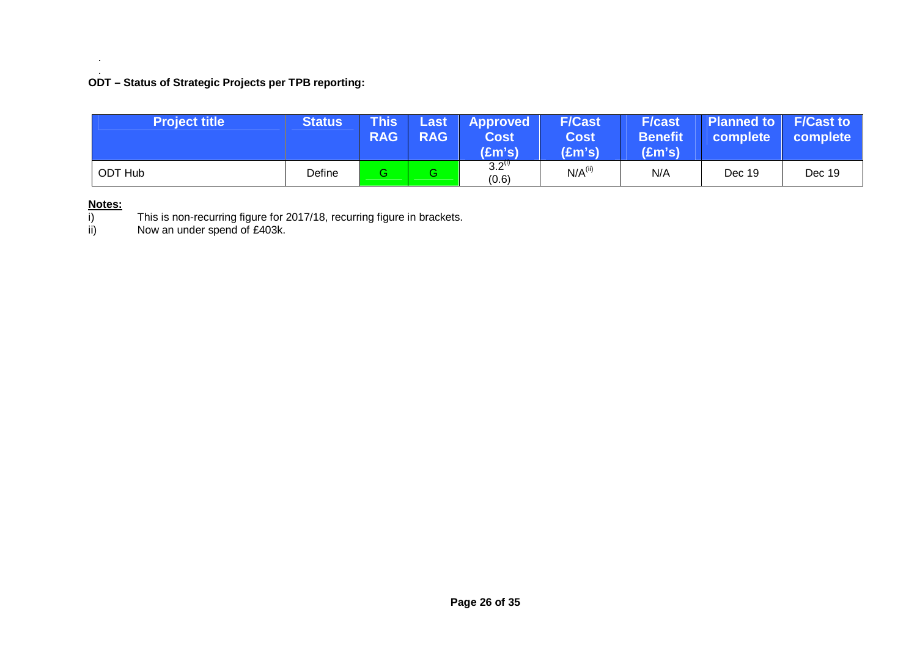**ODT – Status of Strategic Projects per TPB reporting:**

| Project title | Status | This RAG | Last RAG | Approved Cost (£m's) | F/Cast Cost (£m's) | F/cast Benefit (£m's) | Planned to complete | F/Cast to complete |
|---|---|---|---|---|---|---|---|---|
| ODT Hub | Define | G | G | 3.2[i] (0.6) | N/A[ii] | N/A | Dec 19 | Dec 19 |

**Notes:**

i) This is non-recurring figure for 2017/18, recurring figure in brackets.

ii) Now an under spend of £403k.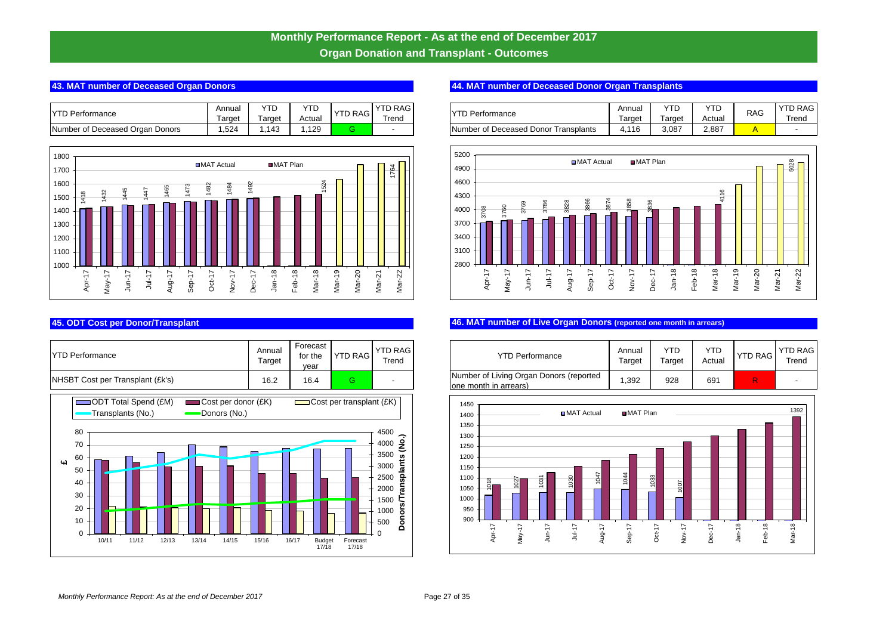# Monthly Performance Report - As at the end of December 2017

## Organ Donation and Transplant - Outcomes

### 43. MAT number of Deceased Organ Donors

| YTD Performance | Annual Target | YTD Target | YTD Actual | YTD RAG | YTD RAG Trend |
|---|---|---|---|---|---|
| Number of Deceased Organ Donors | 1,524 | 1,143 | 1,129 | G | - |

MAT Actual / MAT Plan

| Month | Apr-17 | May-17 | Jun-17 | Jul-17 | Aug-17 | Sep-17 | Oct-17 | Nov-17 | Dec-17 | Jan-18 | Feb-18 | Mar-18 | Mar-19 | Mar-20 | Mar-21 | Mar-22 |
|---|---|---|---|---|---|---|---|---|---|---|---|---|---|---|---|---|
| MAT Actual | 1418 | 1432 | 1445 | 1447 | 1465 | 1473 | 1482 | 1484 | 1492 | | | | | | | |
| MAT Plan | | | | | | | | | | | | 1524 | | | | 1764 |

### 44. MAT number of Deceased Donor Organ Transplants

| YTD Performance | Annual Target | YTD Target | YTD Actual | RAG | YTD RAG Trend |
|---|---|---|---|---|---|
| Number of Deceased Donor Transplants | 4,116 | 3,087 | 2,887 | A | - |

MAT Actual / MAT Plan

| Month | Apr-17 | May-17 | Jun-17 | Jul-17 | Aug-17 | Sep-17 | Oct-17 | Nov-17 | Dec-17 | Jan-18 | Feb-18 | Mar-18 | Mar-19 | Mar-20 | Mar-21 | Mar-22 |
|---|---|---|---|---|---|---|---|---|---|---|---|---|---|---|---|---|
| MAT Actual | 3708 | 3760 | 3769 | 3786 | 3828 | 3866 | 3874 | 3858 | 3836 | | | | | | | |
| MAT Plan | | | | | | | | | | | | 4116 | | | | 5028 |

### 45. ODT Cost per Donor/Transplant

| YTD Performance | Annual Target | Forecast for the year | YTD RAG | YTD RAG Trend |
|---|---|---|---|---|
| NHSBT Cost per Transplant (£k's) | 16.2 | 16.4 | G | - |

Chart: ODT Total Spend (£M), Cost per donor (£K), Cost per transplant (£K), Transplants (No.), Donors (No.) — 10/11, 11/12, 12/13, 13/14, 14/15, 15/16, 16/17, Budget 17/18, Forecast 17/18

### 46. MAT number of Live Organ Donors (reported one month in arrears)

| YTD Performance | Annual Target | YTD Target | YTD Actual | YTD RAG | YTD RAG Trend |
|---|---|---|---|---|---|
| Number of Living Organ Donors (reported one month in arrears) | 1,392 | 928 | 691 | R | - |

MAT Actual / MAT Plan

| Month | Apr-17 | May-17 | Jun-17 | Jul-17 | Aug-17 | Sep-17 | Oct-17 | Nov-17 | Dec-17 | Jan-18 | Feb-18 | Mar-18 |
|---|---|---|---|---|---|---|---|---|---|---|---|---|
| MAT Actual | 1018 | 1027 | 1031 | 1030 | 1047 | 1044 | 1033 | 1007 | | | | |
| MAT Plan | | | | | | | | | | | | 1392 |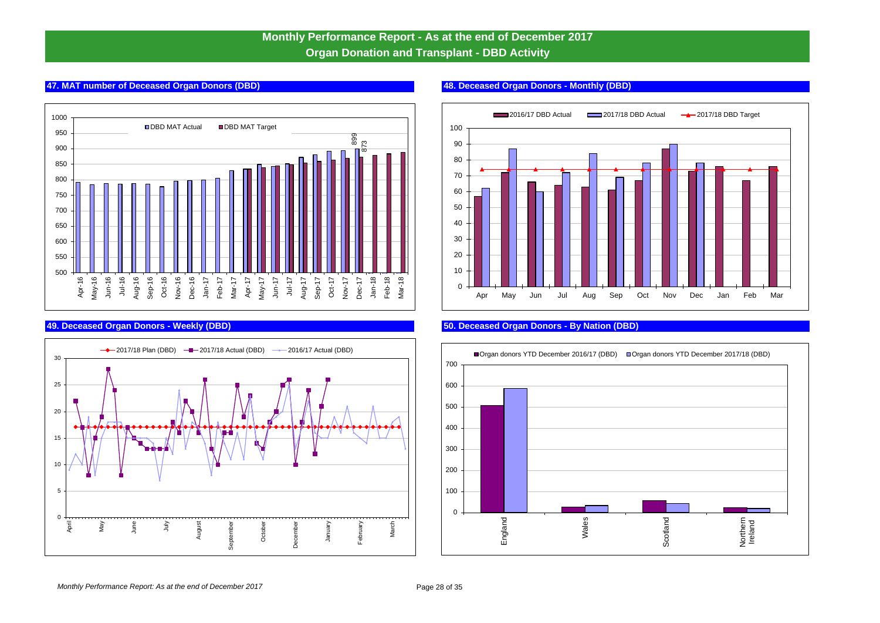# Monthly Performance Report - As at the end of December 2017

## Organ Donation and Transplant - DBD Activity

### 47. MAT number of Deceased Organ Donors (DBD)

DBD MAT Actual | DBD MAT Target

899 | 873

Apr-16, May-16, Jun-16, Jul-16, Aug-16, Sep-16, Oct-16, Nov-16, Dec-16, Jan-17, Feb-17, Mar-17, Apr-17, May-17, Jun-17, Jul-17, Aug-17, Sep-17, Oct-17, Nov-17, Dec-17, Jan-18, Feb-18, Mar-18

### 48. Deceased Organ Donors - Monthly (DBD)

2016/17 DBD Actual | 2017/18 DBD Actual | 2017/18 DBD Target

Apr, May, Jun, Jul, Aug, Sep, Oct, Nov, Dec, Jan, Feb, Mar

### 49. Deceased Organ Donors - Weekly (DBD)

2017/18 Plan (DBD) | 2017/18 Actual (DBD) | 2016/17 Actual (DBD)

April, May, June, July, August, September, October, December, January, February, March

### 50. Deceased Organ Donors - By Nation (DBD)

Organ donors YTD December 2016/17 (DBD) | Organ donors YTD December 2017/18 (DBD)

England, Wales, Scotland, Northern Ireland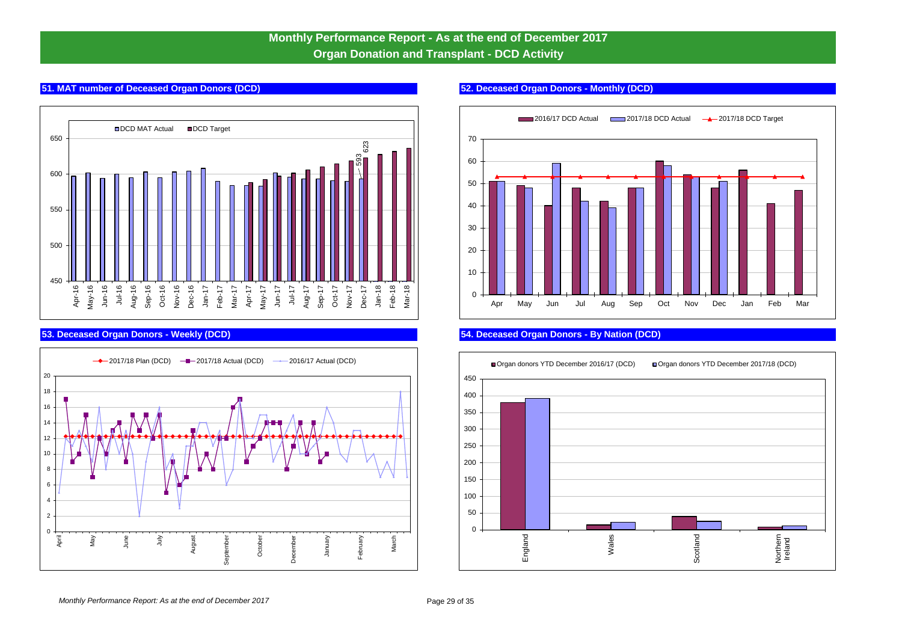# Monthly Performance Report - As at the end of December 2017

## Organ Donation and Transplant - DCD Activity

### 51. MAT number of Deceased Organ Donors (DCD)

DCD MAT Actual | DCD Target

650, 600, 550, 500, 450

593 | 623

Apr-16, May-16, Jun-16, Jul-16, Aug-16, Sep-16, Oct-16, Nov-16, Dec-16, Jan-17, Feb-17, Mar-17, Apr-17, May-17, Jun-17, Jul-17, Aug-17, Sep-17, Oct-17, Nov-17, Dec-17, Jan-18, Feb-18, Mar-18

### 52. Deceased Organ Donors - Monthly (DCD)

2016/17 DCD Actual | 2017/18 DCD Actual | 2017/18 DCD Target

70, 60, 50, 40, 30, 20, 10, 0

Apr, May, Jun, Jul, Aug, Sep, Oct, Nov, Dec, Jan, Feb, Mar

### 53. Deceased Organ Donors - Weekly (DCD)

2017/18 Plan (DCD) | 2017/18 Actual (DCD) | 2016/17 Actual (DCD)

20, 18, 16, 14, 12, 10, 8, 6, 4, 2, 0

April, May, June, July, August, September, October, December, January, February, March

### 54. Deceased Organ Donors - By Nation (DCD)

Organ donors YTD December 2016/17 (DCD) | Organ donors YTD December 2017/18 (DCD)

450, 400, 350, 300, 250, 200, 150, 100, 50, 0

England, Wales, Scotland, Northern Ireland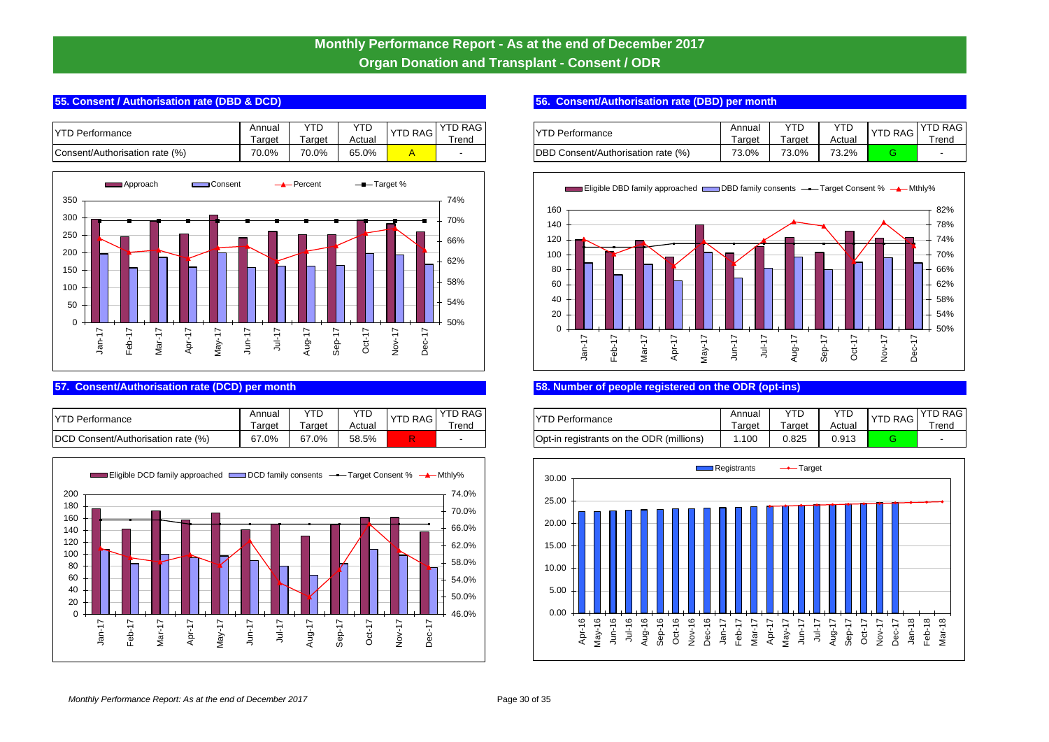# Monthly Performance Report - As at the end of December 2017

## Organ Donation and Transplant - Consent / ODR

### 55. Consent / Authorisation rate (DBD & DCD)

| YTD Performance | Annual Target | YTD Target | YTD Actual | YTD RAG | YTD RAG Trend |
|---|---|---|---|---|---|
| Consent/Authorisation rate (%) | 70.0% | 70.0% | 65.0% | A | - |

### 56. Consent/Authorisation rate (DBD) per month

| YTD Performance | Annual Target | YTD Target | YTD Actual | YTD RAG | YTD RAG Trend |
|---|---|---|---|---|---|
| DBD Consent/Authorisation rate (%) | 73.0% | 73.0% | 73.2% | G | - |

### 57. Consent/Authorisation rate (DCD) per month

| YTD Performance | Annual Target | YTD Target | YTD Actual | YTD RAG | YTD RAG Trend |
|---|---|---|---|---|---|
| DCD Consent/Authorisation rate (%) | 67.0% | 67.0% | 58.5% | R | - |

### 58. Number of people registered on the ODR (opt-ins)

| YTD Performance | Annual Target | YTD Target | YTD Actual | YTD RAG | YTD RAG Trend |
|---|---|---|---|---|---|
| Opt-in registrants on the ODR (millions) | 1.100 | 0.825 | 0.913 | G | - |

*Monthly Performance Report: As at the end of December 2017*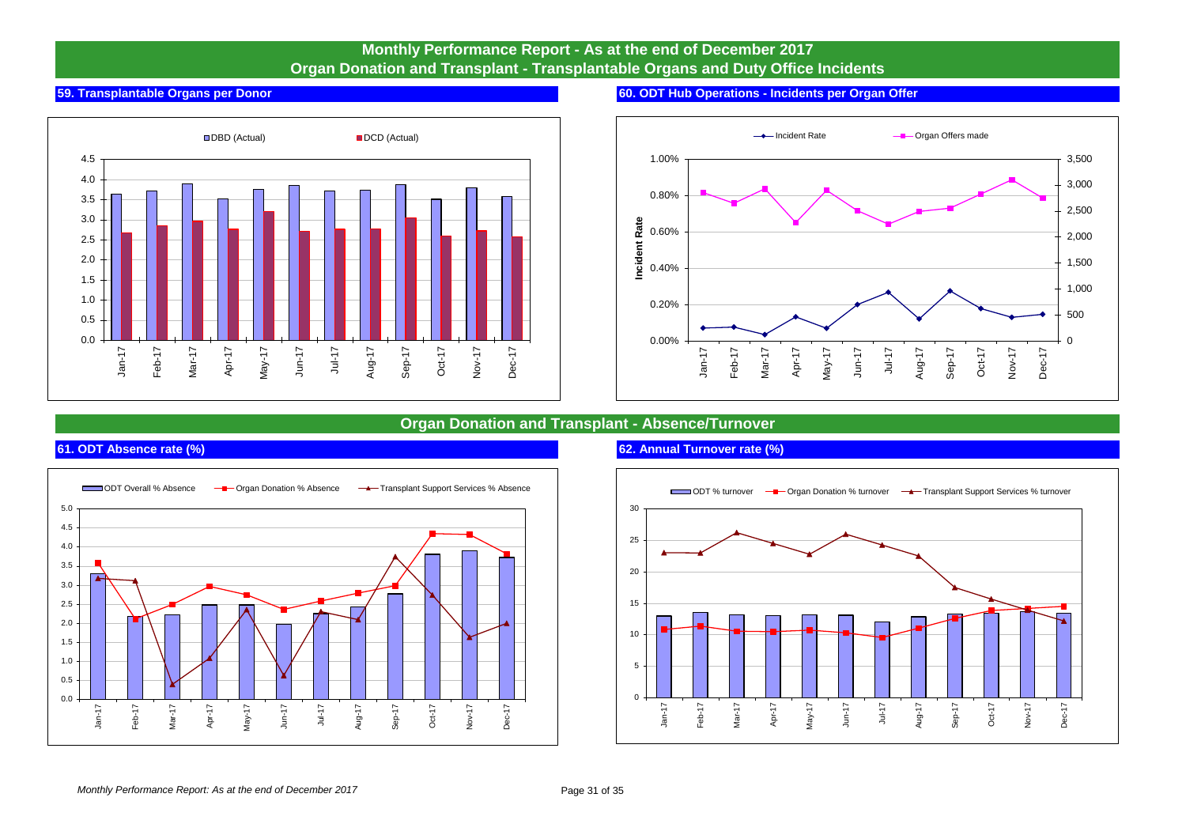# Monthly Performance Report - As at the end of December 2017
## Organ Donation and Transplant - Transplantable Organs and Duty Office Incidents

### 59. Transplantable Organs per Donor

DBD (Actual) | DCD (Actual)

0.0 0.5 1.0 1.5 2.0 2.5 3.0 3.5 4.0 4.5

Jan-17 Feb-17 Mar-17 Apr-17 May-17 Jun-17 Jul-17 Aug-17 Sep-17 Oct-17 Nov-17 Dec-17

### 60. ODT Hub Operations - Incidents per Organ Offer

Incident Rate | Organ Offers made

Incident Rate: 0.00% 0.20% 0.40% 0.60% 0.80% 1.00%

0 500 1,000 1,500 2,000 2,500 3,000 3,500

Jan-17 Feb-17 Mar-17 Apr-17 May-17 Jun-17 Jul-17 Aug-17 Sep-17 Oct-17 Nov-17 Dec-17

## Organ Donation and Transplant - Absence/Turnover

### 61. ODT Absence rate (%)

ODT Overall % Absence | Organ Donation % Absence | Transplant Support Services % Absence

0.0 0.5 1.0 1.5 2.0 2.5 3.0 3.5 4.0 4.5 5.0

Jan-17 Feb-17 Mar-17 Apr-17 May-17 Jun-17 Jul-17 Aug-17 Sep-17 Oct-17 Nov-17 Dec-17

### 62. Annual Turnover rate (%)

ODT % turnover | Organ Donation % turnover | Transplant Support Services % turnover

0 5 10 15 20 25 30

Jan-17 Feb-17 Mar-17 Apr-17 May-17 Jun-17 Jul-17 Aug-17 Sep-17 Oct-17 Nov-17 Dec-17

*Monthly Performance Report: As at the end of December 2017*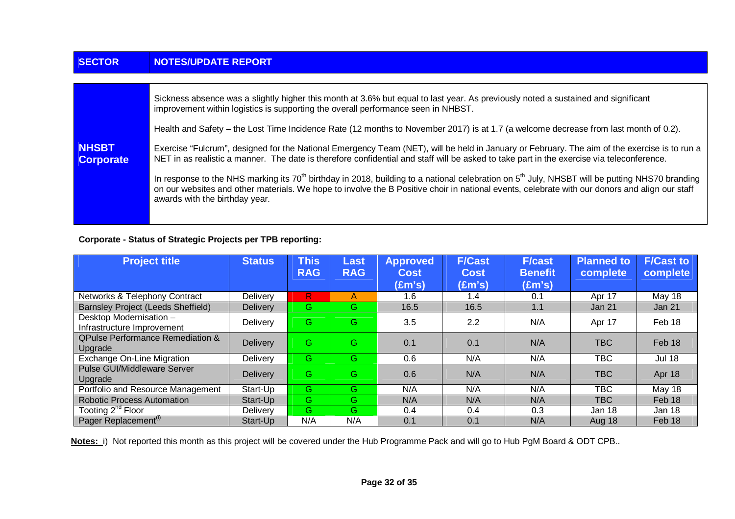| SECTOR | NOTES/UPDATE REPORT |
|---|---|
| **NHSBT Corporate** | Sickness absence was a slightly higher this month at 3.6% but equal to last year. As previously noted a sustained and significant improvement within logistics is supporting the overall performance seen in NHBST.<br><br>Health and Safety – the Lost Time Incidence Rate (12 months to November 2017) is at 1.7 (a welcome decrease from last month of 0.2).<br><br>Exercise "Fulcrum", designed for the National Emergency Team (NET), will be held in January or February. The aim of the exercise is to run a NET in as realistic a manner. The date is therefore confidential and staff will be asked to take part in the exercise via teleconference.<br><br>In response to the NHS marking its 70th birthday in 2018, building to a national celebration on 5th July, NHSBT will be putting NHS70 branding on our websites and other materials. We hope to involve the B Positive choir in national events, celebrate with our donors and align our staff awards with the birthday year. |

**Corporate - Status of Strategic Projects per TPB reporting:**

| Project title | Status | This RAG | Last RAG | Approved Cost (£m's) | F/Cast Cost (£m's) | F/cast Benefit (£m's) | Planned to complete | F/Cast to complete |
|---|---|---|---|---|---|---|---|---|
| Networks & Telephony Contract | Delivery | R | A | 1.6 | 1.4 | 0.1 | Apr 17 | May 18 |
| Barnsley Project (Leeds Sheffield) | Delivery | G | G | 16.5 | 16.5 | 1.1 | Jan 21 | Jan 21 |
| Desktop Modernisation – Infrastructure Improvement | Delivery | G | G | 3.5 | 2.2 | N/A | Apr 17 | Feb 18 |
| QPulse Performance Remediation & Upgrade | Delivery | G | G | 0.1 | 0.1 | N/A | TBC | Feb 18 |
| Exchange On-Line Migration | Delivery | G | G | 0.6 | N/A | N/A | TBC | Jul 18 |
| Pulse GUI/Middleware Server Upgrade | Delivery | G | G | 0.6 | N/A | N/A | TBC | Apr 18 |
| Portfolio and Resource Management | Start-Up | G | G | N/A | N/A | N/A | TBC | May 18 |
| Robotic Process Automation | Start-Up | G | G | N/A | N/A | N/A | TBC | Feb 18 |
| Tooting 2nd Floor | Delivery | G | G | 0.4 | 0.4 | 0.3 | Jan 18 | Jan 18 |
| Pager Replacement[i] | Start-Up | N/A | N/A | 0.1 | 0.1 | N/A | Aug 18 | Feb 18 |

**Notes:** i) Not reported this month as this project will be covered under the Hub Programme Pack and will go to Hub PgM Board & ODT CPB..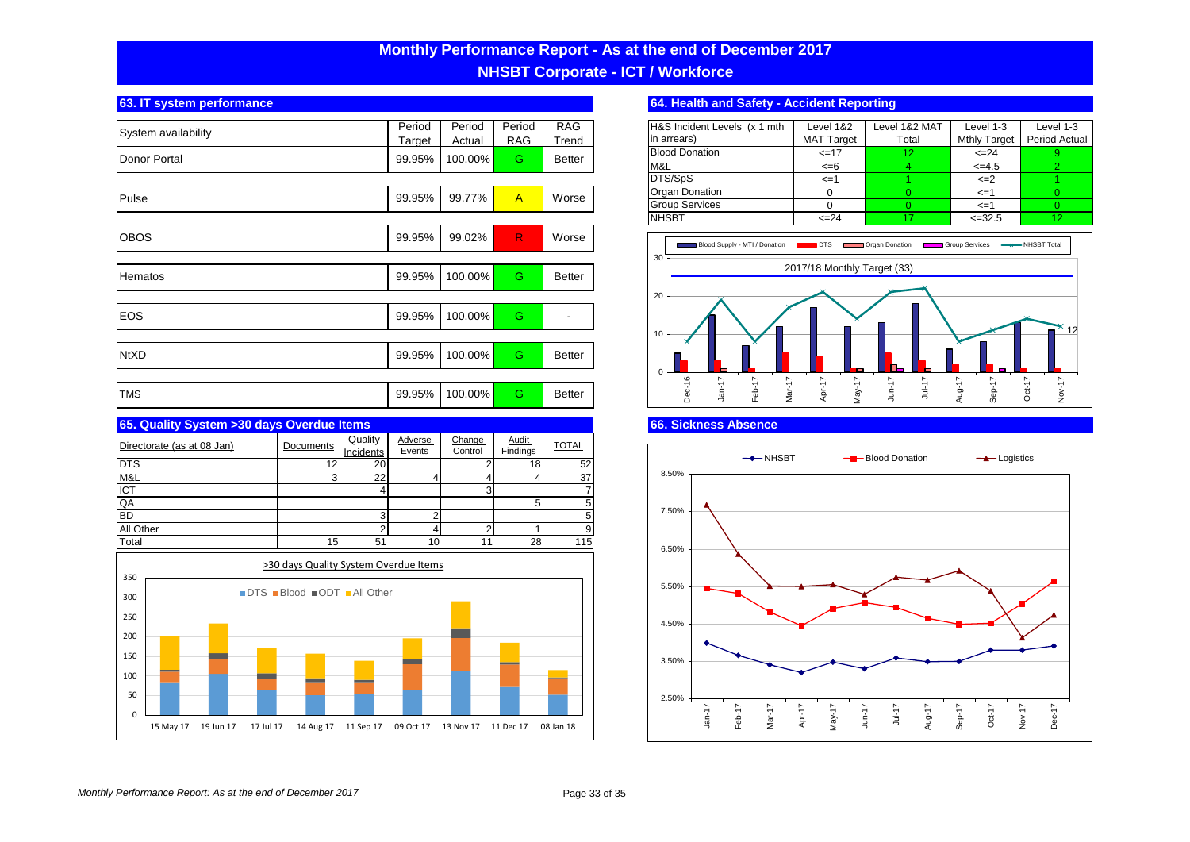# Monthly Performance Report - As at the end of December 2017
## NHSBT Corporate - ICT / Workforce

### 63. IT system performance

| System availability | Period Target | Period Actual | Period RAG | RAG Trend |
|---|---|---|---|---|
| Donor Portal | 99.95% | 100.00% | G | Better |
| Pulse | 99.95% | 99.77% | A | Worse |
| OBOS | 99.95% | 99.02% | R | Worse |
| Hematos | 99.95% | 100.00% | G | Better |
| EOS | 99.95% | 100.00% | G | - |
| NtXD | 99.95% | 100.00% | G | Better |
| TMS | 99.95% | 100.00% | G | Better |

### 64. Health and Safety - Accident Reporting

| H&S Incident Levels (x 1 mth in arrears) | Level 1&2 MAT Target | Level 1&2 MAT Total | Level 1-3 Mthly Target | Level 1-3 Period Actual |
|---|---|---|---|---|
| Blood Donation | <=17 | 12 | <=24 | 9 |
| M&L | <=6 | 4 | <=4.5 | 2 |
| DTS/SpS | <=1 | 1 | <=2 | 1 |
| Organ Donation | 0 | 0 | <=1 | 0 |
| Group Services | 0 | 0 | <=1 | 0 |
| NHSBT | <=24 | 17 | <=32.5 | 12 |

Blood Supply - MTI / Donation | DTS | Organ Donation | Group Services | NHSBT Total

2017/18 Monthly Target (33)

Dec-16 | Jan-17 | Feb-17 | Mar-17 | Apr-17 | May-17 | Jun-17 | Jul-17 | Aug-17 | Sep-17 | Oct-17 | Nov-17

### 65. Quality System >30 days Overdue Items

| Directorate (as at 08 Jan) | Documents | Quality Incidents | Adverse Events | Change Control | Audit Findings | TOTAL |
|---|---|---|---|---|---|---|
| DTS | 12 | 20 | | 2 | 18 | 52 |
| M&L | 3 | 22 | 4 | 4 | 4 | 37 |
| ICT | | 4 | | 3 | | 7 |
| QA | | | | | 5 | 5 |
| BD | | 3 | 2 | | | 5 |
| All Other | | 2 | 4 | 2 | 1 | 9 |
| Total | 15 | 51 | 10 | 11 | 28 | 115 |

>30 days Quality System Overdue Items

DTS | Blood | ODT | All Other

15 May 17 | 19 Jun 17 | 17 Jul 17 | 14 Aug 17 | 11 Sep 17 | 09 Oct 17 | 13 Nov 17 | 11 Dec 17 | 08 Jan 18

### 66. Sickness Absence

NHSBT | Blood Donation | Logistics

Jan-17 | Feb-17 | Mar-17 | Apr-17 | May-17 | Jun-17 | Jul-17 | Aug-17 | Sep-17 | Oct-17 | Nov-17 | Dec-17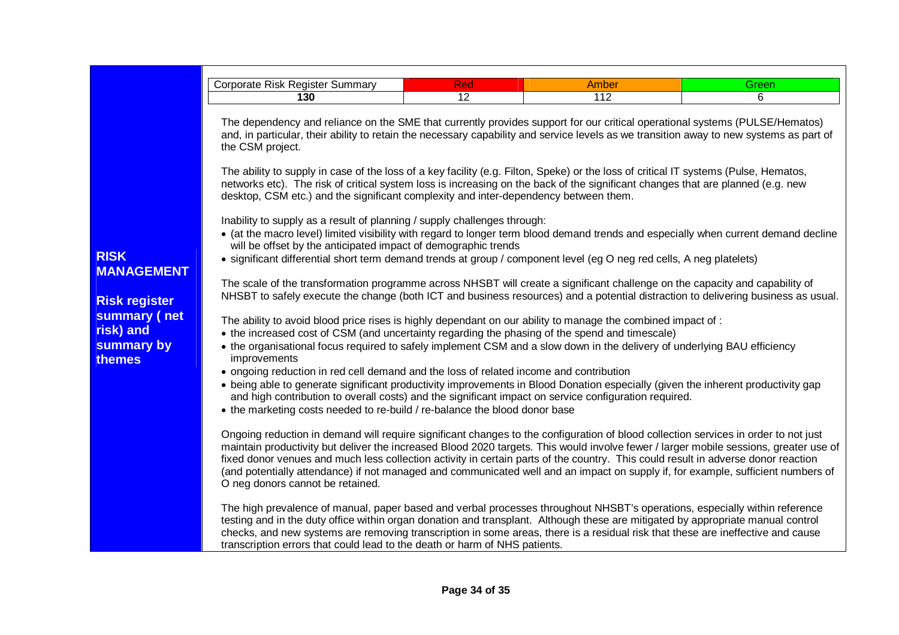## RISK MANAGEMENT

### Risk register summary ( net risk) and summary by themes

| Corporate Risk Register Summary | Red | Amber | Green |
|---|---|---|---|
| **130** | 12 | 112 | 6 |

The dependency and reliance on the SME that currently provides support for our critical operational systems (PULSE/Hematos) and, in particular, their ability to retain the necessary capability and service levels as we transition away to new systems as part of the CSM project.

The ability to supply in case of the loss of a key facility (e.g. Filton, Speke) or the loss of critical IT systems (Pulse, Hematos, networks etc). The risk of critical system loss is increasing on the back of the significant changes that are planned (e.g. new desktop, CSM etc.) and the significant complexity and inter-dependency between them.

Inability to supply as a result of planning / supply challenges through:

- (at the macro level) limited visibility with regard to longer term blood demand trends and especially when current demand decline will be offset by the anticipated impact of demographic trends
- significant differential short term demand trends at group / component level (eg O neg red cells, A neg platelets)

The scale of the transformation programme across NHSBT will create a significant challenge on the capacity and capability of NHSBT to safely execute the change (both ICT and business resources) and a potential distraction to delivering business as usual.

The ability to avoid blood price rises is highly dependant on our ability to manage the combined impact of :

- the increased cost of CSM (and uncertainty regarding the phasing of the spend and timescale)
- the organisational focus required to safely implement CSM and a slow down in the delivery of underlying BAU efficiency improvements
- ongoing reduction in red cell demand and the loss of related income and contribution
- being able to generate significant productivity improvements in Blood Donation especially (given the inherent productivity gap and high contribution to overall costs) and the significant impact on service configuration required.
- the marketing costs needed to re-build / re-balance the blood donor base

Ongoing reduction in demand will require significant changes to the configuration of blood collection services in order to not just maintain productivity but deliver the increased Blood 2020 targets. This would involve fewer / larger mobile sessions, greater use of fixed donor venues and much less collection activity in certain parts of the country. This could result in adverse donor reaction (and potentially attendance) if not managed and communicated well and an impact on supply if, for example, sufficient numbers of O neg donors cannot be retained.

The high prevalence of manual, paper based and verbal processes throughout NHSBT's operations, especially within reference testing and in the duty office within organ donation and transplant. Although these are mitigated by appropriate manual control checks, and new systems are removing transcription in some areas, there is a residual risk that these are ineffective and cause transcription errors that could lead to the death or harm of NHS patients.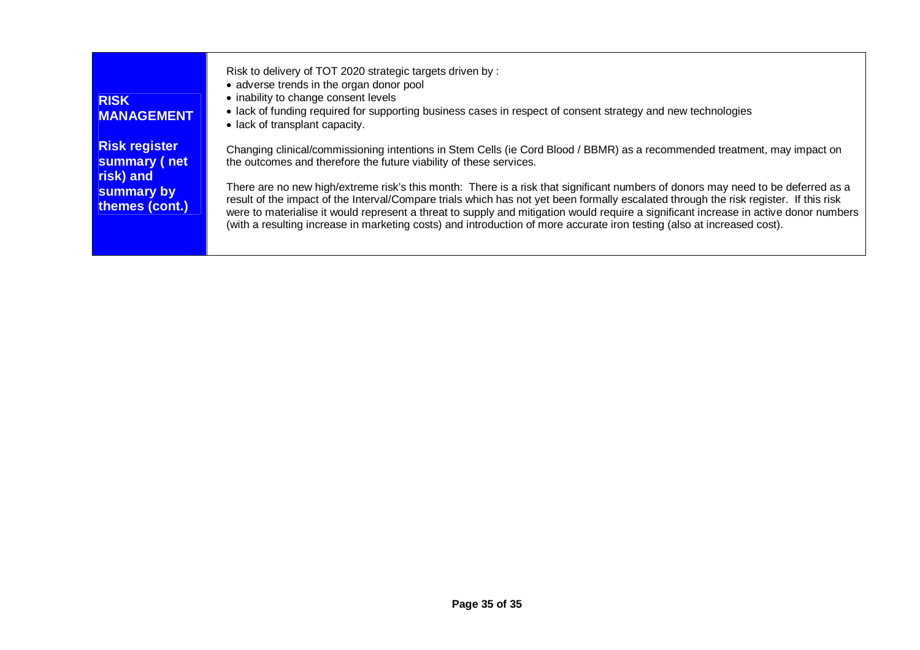**RISK MANAGEMENT**

**Risk register summary ( net risk) and summary by themes (cont.)**

Risk to delivery of TOT 2020 strategic targets driven by :

- adverse trends in the organ donor pool
- inability to change consent levels
- lack of funding required for supporting business cases in respect of consent strategy and new technologies
- lack of transplant capacity.

Changing clinical/commissioning intentions in Stem Cells (ie Cord Blood / BBMR) as a recommended treatment, may impact on the outcomes and therefore the future viability of these services.

There are no new high/extreme risk's this month: There is a risk that significant numbers of donors may need to be deferred as a result of the impact of the Interval/Compare trials which has not yet been formally escalated through the risk register. If this risk were to materialise it would represent a threat to supply and mitigation would require a significant increase in active donor numbers (with a resulting increase in marketing costs) and introduction of more accurate iron testing (also at increased cost).